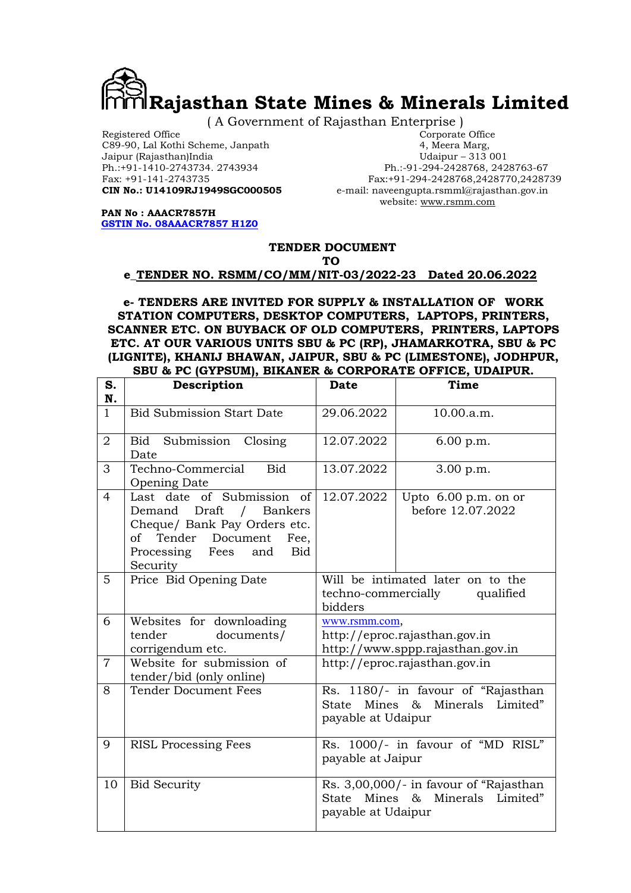# Rajasthan State Mines & Minerals Limited

( A Government of Rajasthan Enterprise )

Registered Office
C89-90, Lal Kothi Scheme, Janpath
Jaipur (Rajasthan)India
Ph.:+91-1410-2743734. 2743934
Fax: +91-141-2743735
**CIN No.: U14109RJ1949SGC000505**

Corporate Office
4, Meera Marg,
Udaipur – 313 001
Ph.:-91-294-2428768, 2428763-67
Fax:+91-294-2428768,2428770,2428739
e-mail: naveengupta.rsmml@rajasthan.gov.in
website: www.rsmm.com

**PAN No : AACR7857H**
**GSTIN No. 08AAACR7857 H1Z0**

**TENDER DOCUMENT**
**TO**
**e_TENDER NO. RSMM/CO/MM/NIT-03/2022-23 Dated 20.06.2022**

**e- TENDERS ARE INVITED FOR SUPPLY & INSTALLATION OF WORK STATION COMPUTERS, DESKTOP COMPUTERS, LAPTOPS, PRINTERS, SCANNER ETC. ON BUYBACK OF OLD COMPUTERS, PRINTERS, LAPTOPS ETC. AT OUR VARIOUS UNITS SBU & PC (RP), JHAMARKOTRA, SBU & PC (LIGNITE), KHANIJ BHAWAN, JAIPUR, SBU & PC (LIMESTONE), JODHPUR, SBU & PC (GYPSUM), BIKANER & CORPORATE OFFICE, UDAIPUR.**

| S. N. | Description | Date | Time |
|---|---|---|---|
| 1 | Bid Submission Start Date | 29.06.2022 | 10.00.a.m. |
| 2 | Bid Submission Closing Date | 12.07.2022 | 6.00 p.m. |
| 3 | Techno-Commercial Bid Opening Date | 13.07.2022 | 3.00 p.m. |
| 4 | Last date of Submission of Demand Draft / Bankers Cheque/ Bank Pay Orders etc. of Tender Document Fee, Processing Fees and Bid Security | 12.07.2022 | Upto 6.00 p.m. on or before 12.07.2022 |
| 5 | Price Bid Opening Date | Will be intimated later on to the techno-commercially qualified bidders | |
| 6 | Websites for downloading tender documents/ corrigendum etc. | www.rsmm.com, http://eproc.rajasthan.gov.in http://www.sppp.rajasthan.gov.in | |
| 7 | Website for submission of tender/bid (only online) | http://eproc.rajasthan.gov.in | |
| 8 | Tender Document Fees | Rs. 1180/- in favour of "Rajasthan State Mines & Minerals Limited" payable at Udaipur | |
| 9 | RISL Processing Fees | Rs. 1000/- in favour of "MD RISL" payable at Jaipur | |
| 10 | Bid Security | Rs. 3,00,000/- in favour of "Rajasthan State Mines & Minerals Limited" payable at Udaipur | |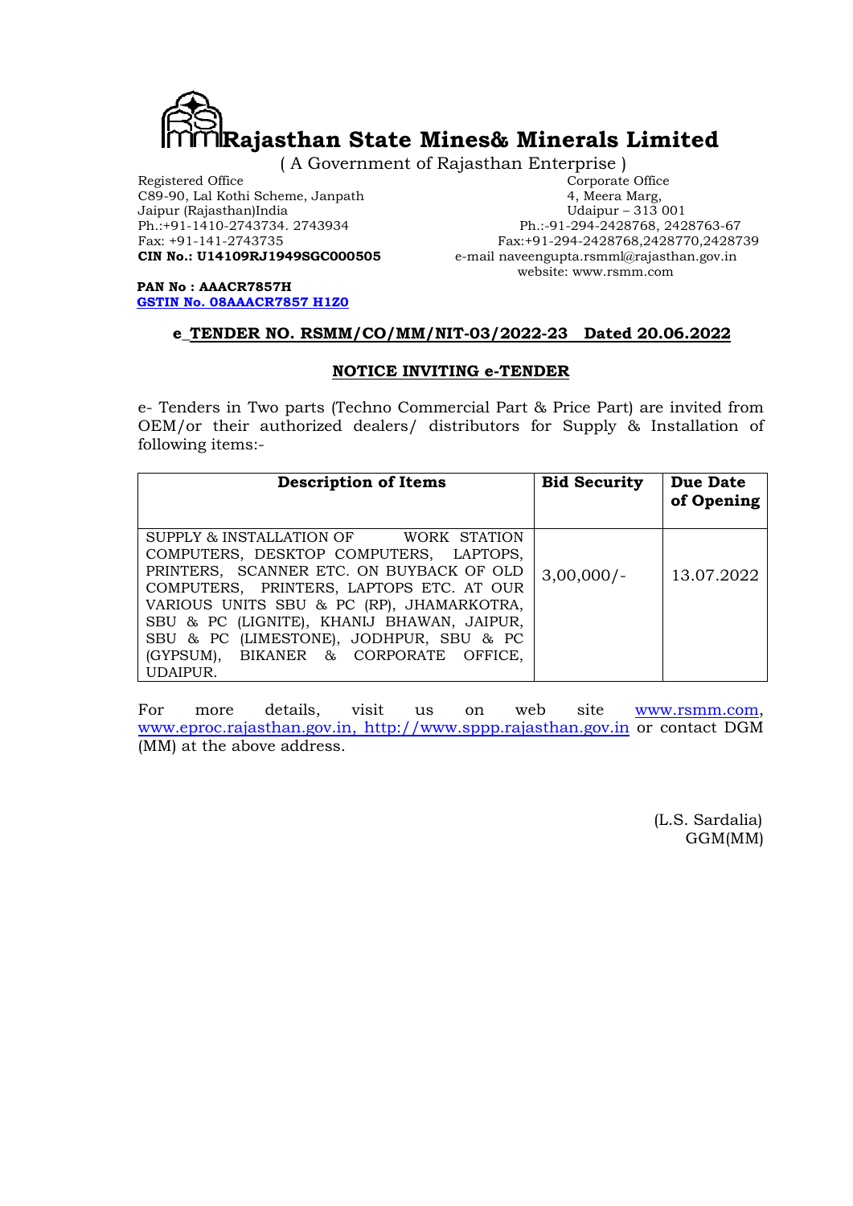# Rajasthan State Mines& Minerals Limited

( A Government of Rajasthan Enterprise )

Registered Office
C89-90, Lal Kothi Scheme, Janpath
Jaipur (Rajasthan)India
Ph.:+91-1410-2743734. 2743934
Fax: +91-141-2743735
**CIN No.: U14109RJ1949SGC000505**

Corporate Office
4, Meera Marg,
Udaipur – 313 001
Ph.:-91-294-2428768, 2428763-67
Fax:+91-294-2428768,2428770,2428739
e-mail naveengupta.rsmml@rajasthan.gov.in
website: www.rsmm.com

**PAN No : AACR7857H**
**GSTIN No. 08AAACR7857 H1Z0**

## e_TENDER NO. RSMM/CO/MM/NIT-03/2022-23 Dated 20.06.2022

### NOTICE INVITING e-TENDER

e- Tenders in Two parts (Techno Commercial Part & Price Part) are invited from OEM/or their authorized dealers/ distributors for Supply & Installation of following items:-

| Description of Items | Bid Security | Due Date of Opening |
|---|---|---|
| SUPPLY & INSTALLATION OF WORK STATION COMPUTERS, DESKTOP COMPUTERS, LAPTOPS, PRINTERS, SCANNER ETC. ON BUYBACK OF OLD COMPUTERS, PRINTERS, LAPTOPS ETC. AT OUR VARIOUS UNITS SBU & PC (RP), JHAMARKOTRA, SBU & PC (LIGNITE), KHANIJ BHAWAN, JAIPUR, SBU & PC (LIMESTONE), JODHPUR, SBU & PC (GYPSUM), BIKANER & CORPORATE OFFICE, UDAIPUR. | 3,00,000/- | 13.07.2022 |

For more details, visit us on web site www.rsmm.com, www.eproc.rajasthan.gov.in, http://www.sppp.rajasthan.gov.in or contact DGM (MM) at the above address.

(L.S. Sardalia)
GGM(MM)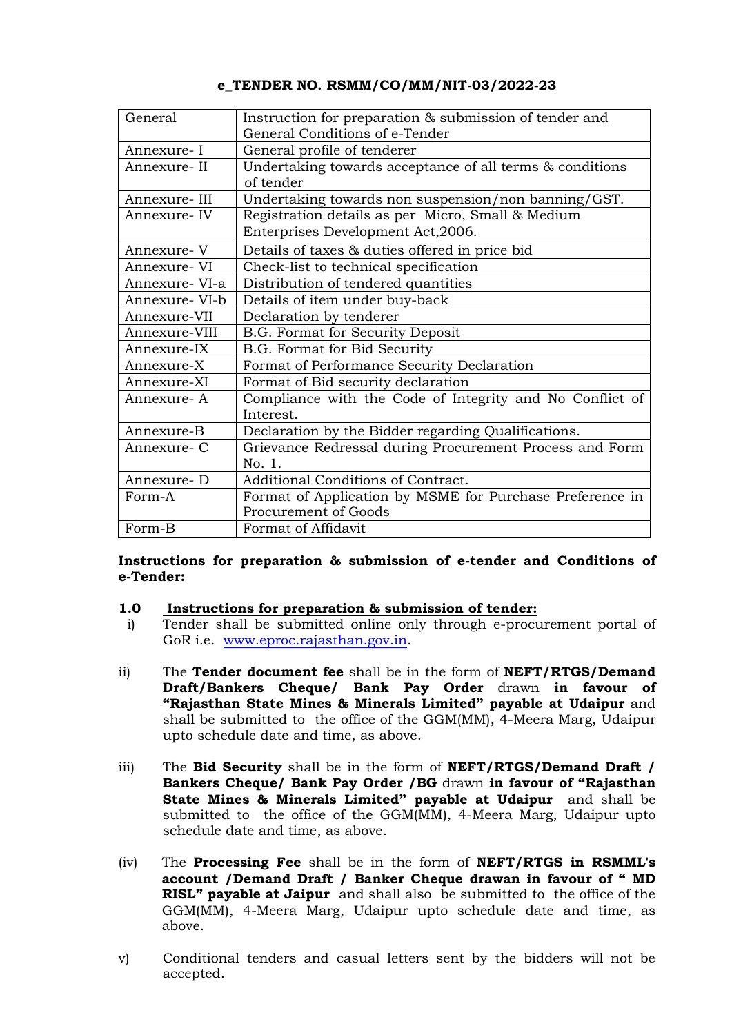**e_TENDER NO. RSMM/CO/MM/NIT-03/2022-23**

| | |
|---|---|
| General | Instruction for preparation & submission of tender and General Conditions of e-Tender |
| Annexure- I | General profile of tenderer |
| Annexure- II | Undertaking towards acceptance of all terms & conditions of tender |
| Annexure- III | Undertaking towards non suspension/non banning/GST. |
| Annexure- IV | Registration details as per Micro, Small & Medium Enterprises Development Act,2006. |
| Annexure- V | Details of taxes & duties offered in price bid |
| Annexure- VI | Check-list to technical specification |
| Annexure- VI-a | Distribution of tendered quantities |
| Annexure- VI-b | Details of item under buy-back |
| Annexure-VII | Declaration by tenderer |
| Annexure-VIII | B.G. Format for Security Deposit |
| Annexure-IX | B.G. Format for Bid Security |
| Annexure-X | Format of Performance Security Declaration |
| Annexure-XI | Format of Bid security declaration |
| Annexure- A | Compliance with the Code of Integrity and No Conflict of Interest. |
| Annexure-B | Declaration by the Bidder regarding Qualifications. |
| Annexure- C | Grievance Redressal during Procurement Process and Form No. 1. |
| Annexure- D | Additional Conditions of Contract. |
| Form-A | Format of Application by MSME for Purchase Preference in Procurement of Goods |
| Form-B | Format of Affidavit |

**Instructions for preparation & submission of e-tender and Conditions of e-Tender:**

**1.0 Instructions for preparation & submission of tender:**

i) Tender shall be submitted online only through e-procurement portal of GoR i.e. www.eproc.rajasthan.gov.in.

ii) The **Tender document fee** shall be in the form of **NEFT/RTGS/Demand Draft/Bankers Cheque/ Bank Pay Order** drawn **in favour of "Rajasthan State Mines & Minerals Limited" payable at Udaipur** and shall be submitted to the office of the GGM(MM), 4-Meera Marg, Udaipur upto schedule date and time, as above.

iii) The **Bid Security** shall be in the form of **NEFT/RTGS/Demand Draft / Bankers Cheque/ Bank Pay Order /BG** drawn **in favour of "Rajasthan State Mines & Minerals Limited" payable at Udaipur** and shall be submitted to the office of the GGM(MM), 4-Meera Marg, Udaipur upto schedule date and time, as above.

(iv) The **Processing Fee** shall be in the form of **NEFT/RTGS in RSMML's account /Demand Draft / Banker Cheque drawan in favour of " MD RISL" payable at Jaipur** and shall also be submitted to the office of the GGM(MM), 4-Meera Marg, Udaipur upto schedule date and time, as above.

v) Conditional tenders and casual letters sent by the bidders will not be accepted.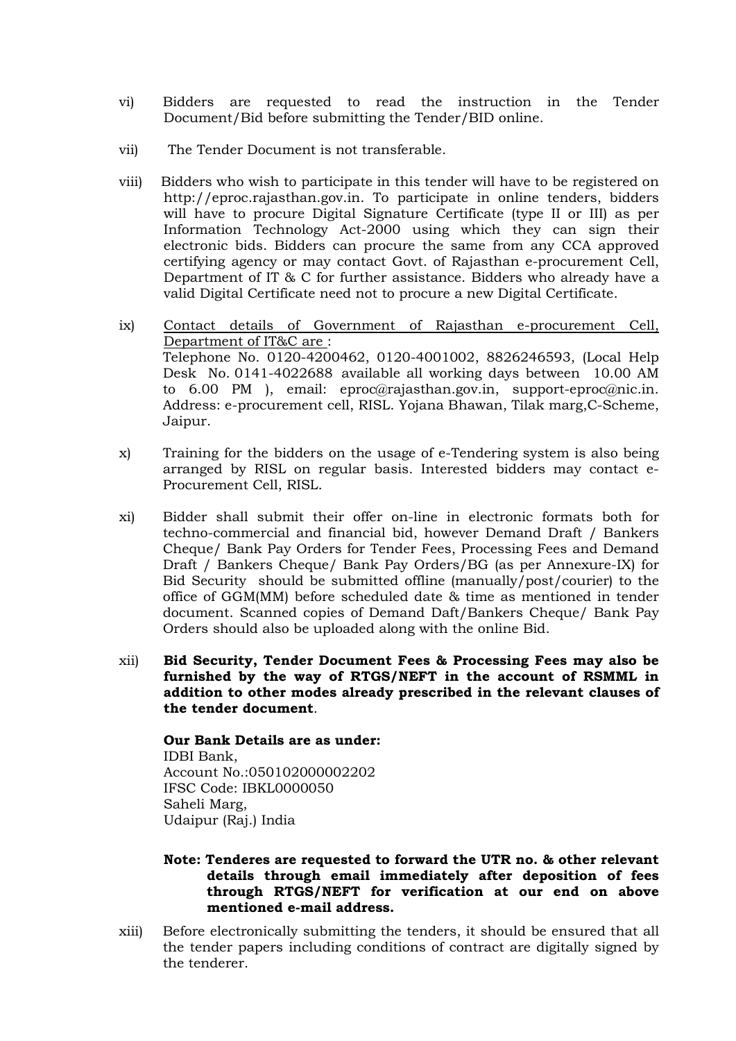vi) Bidders are requested to read the instruction in the Tender Document/Bid before submitting the Tender/BID online.

vii) The Tender Document is not transferable.

viii) Bidders who wish to participate in this tender will have to be registered on http://eproc.rajasthan.gov.in. To participate in online tenders, bidders will have to procure Digital Signature Certificate (type II or III) as per Information Technology Act-2000 using which they can sign their electronic bids. Bidders can procure the same from any CCA approved certifying agency or may contact Govt. of Rajasthan e-procurement Cell, Department of IT & C for further assistance. Bidders who already have a valid Digital Certificate need not to procure a new Digital Certificate.

ix) <u>Contact details of Government of Rajasthan e-procurement Cell, Department of IT&C are</u> :
Telephone No. 0120-4200462, 0120-4001002, 8826246593, (Local Help Desk No. 0141-4022688 available all working days between 10.00 AM to 6.00 PM ), email: eproc@rajasthan.gov.in, support-eproc@nic.in. Address: e-procurement cell, RISL. Yojana Bhawan, Tilak marg,C-Scheme, Jaipur.

x) Training for the bidders on the usage of e-Tendering system is also being arranged by RISL on regular basis. Interested bidders may contact e-Procurement Cell, RISL.

xi) Bidder shall submit their offer on-line in electronic formats both for techno-commercial and financial bid, however Demand Draft / Bankers Cheque/ Bank Pay Orders for Tender Fees, Processing Fees and Demand Draft / Bankers Cheque/ Bank Pay Orders/BG (as per Annexure-IX) for Bid Security should be submitted offline (manually/post/courier) to the office of GGM(MM) before scheduled date & time as mentioned in tender document. Scanned copies of Demand Daft/Bankers Cheque/ Bank Pay Orders should also be uploaded along with the online Bid.

xii) **Bid Security, Tender Document Fees & Processing Fees may also be furnished by the way of RTGS/NEFT in the account of RSMML in addition to other modes already prescribed in the relevant clauses of the tender document**.

**Our Bank Details are as under:**
IDBI Bank,
Account No.:050102000002202
IFSC Code: IBKL0000050
Saheli Marg,
Udaipur (Raj.) India

**Note: Tenderes are requested to forward the UTR no. & other relevant details through email immediately after deposition of fees through RTGS/NEFT for verification at our end on above mentioned e-mail address.**

xiii) Before electronically submitting the tenders, it should be ensured that all the tender papers including conditions of contract are digitally signed by the tenderer.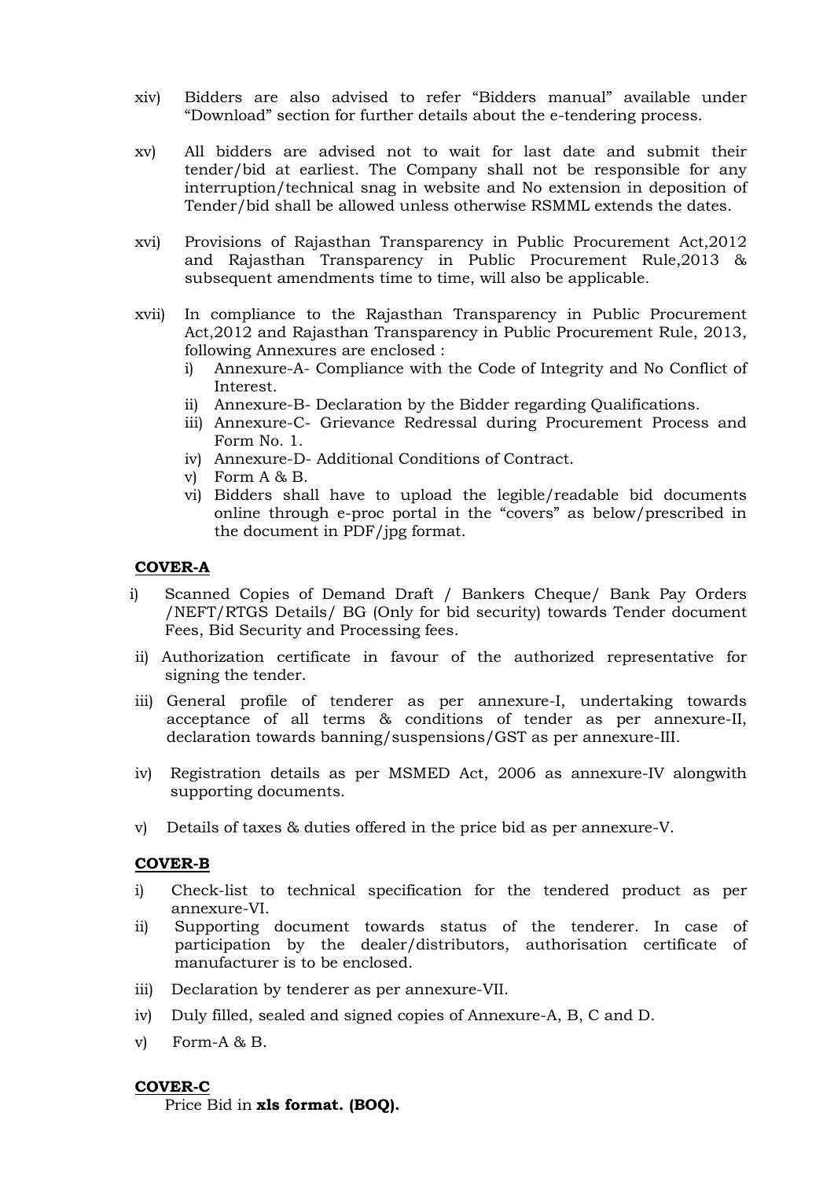xiv) Bidders are also advised to refer "Bidders manual" available under "Download" section for further details about the e-tendering process.

xv) All bidders are advised not to wait for last date and submit their tender/bid at earliest. The Company shall not be responsible for any interruption/technical snag in website and No extension in deposition of Tender/bid shall be allowed unless otherwise RSMML extends the dates.

xvi) Provisions of Rajasthan Transparency in Public Procurement Act,2012 and Rajasthan Transparency in Public Procurement Rule,2013 & subsequent amendments time to time, will also be applicable.

xvii) In compliance to the Rajasthan Transparency in Public Procurement Act,2012 and Rajasthan Transparency in Public Procurement Rule, 2013, following Annexures are enclosed :

   i) Annexure-A- Compliance with the Code of Integrity and No Conflict of Interest.
   ii) Annexure-B- Declaration by the Bidder regarding Qualifications.
   iii) Annexure-C- Grievance Redressal during Procurement Process and Form No. 1.
   iv) Annexure-D- Additional Conditions of Contract.
   v) Form A & B.
   vi) Bidders shall have to upload the legible/readable bid documents online through e-proc portal in the "covers" as below/prescribed in the document in PDF/jpg format.

**COVER-A**

i) Scanned Copies of Demand Draft / Bankers Cheque/ Bank Pay Orders /NEFT/RTGS Details/ BG (Only for bid security) towards Tender document Fees, Bid Security and Processing fees.

ii) Authorization certificate in favour of the authorized representative for signing the tender.

iii) General profile of tenderer as per annexure-I, undertaking towards acceptance of all terms & conditions of tender as per annexure-II, declaration towards banning/suspensions/GST as per annexure-III.

iv) Registration details as per MSMED Act, 2006 as annexure-IV alongwith supporting documents.

v) Details of taxes & duties offered in the price bid as per annexure-V.

**COVER-B**

i) Check-list to technical specification for the tendered product as per annexure-VI.

ii) Supporting document towards status of the tenderer. In case of participation by the dealer/distributors, authorisation certificate of manufacturer is to be enclosed.

iii) Declaration by tenderer as per annexure-VII.

iv) Duly filled, sealed and signed copies of Annexure-A, B, C and D.

v) Form-A & B.

**COVER-C**

Price Bid in **xls format. (BOQ).**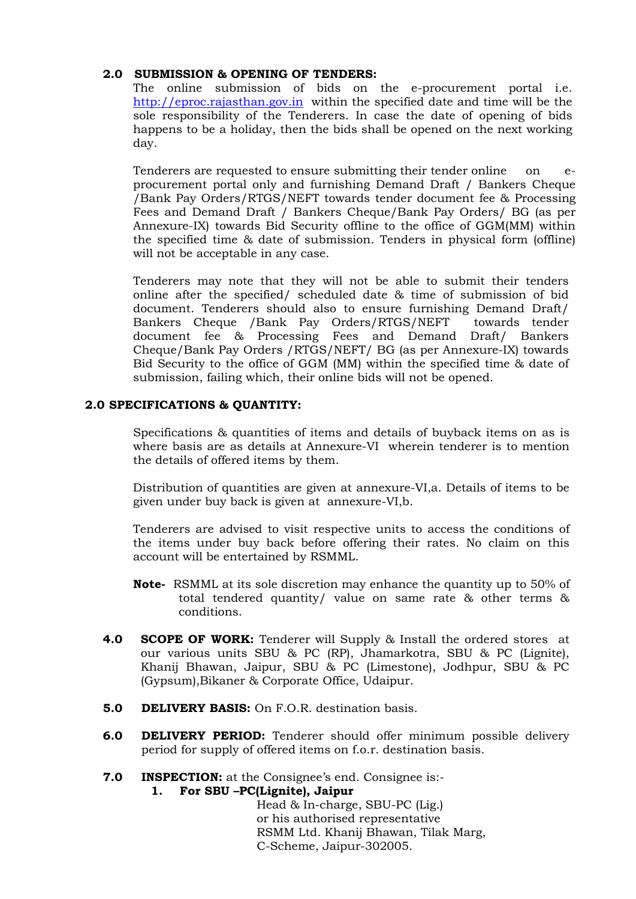**2.0 SUBMISSION & OPENING OF TENDERS:**

The online submission of bids on the e-procurement portal i.e. http://eproc.rajasthan.gov.in within the specified date and time will be the sole responsibility of the Tenderers. In case the date of opening of bids happens to be a holiday, then the bids shall be opened on the next working day.

Tenderers are requested to ensure submitting their tender online on e-procurement portal only and furnishing Demand Draft / Bankers Cheque /Bank Pay Orders/RTGS/NEFT towards tender document fee & Processing Fees and Demand Draft / Bankers Cheque/Bank Pay Orders/ BG (as per Annexure-IX) towards Bid Security offline to the office of GGM(MM) within the specified time & date of submission. Tenders in physical form (offline) will not be acceptable in any case.

Tenderers may note that they will not be able to submit their tenders online after the specified/ scheduled date & time of submission of bid document. Tenderers should also to ensure furnishing Demand Draft/ Bankers Cheque /Bank Pay Orders/RTGS/NEFT towards tender document fee & Processing Fees and Demand Draft/ Bankers Cheque/Bank Pay Orders /RTGS/NEFT/ BG (as per Annexure-IX) towards Bid Security to the office of GGM (MM) within the specified time & date of submission, failing which, their online bids will not be opened.

**2.0 SPECIFICATIONS & QUANTITY:**

Specifications & quantities of items and details of buyback items on as is where basis are as details at Annexure-VI wherein tenderer is to mention the details of offered items by them.

Distribution of quantities are given at annexure-VI,a. Details of items to be given under buy back is given at annexure-VI,b.

Tenderers are advised to visit respective units to access the conditions of the items under buy back before offering their rates. No claim on this account will be entertained by RSMML.

**Note-** RSMML at its sole discretion may enhance the quantity up to 50% of total tendered quantity/ value on same rate & other terms & conditions.

**4.0 SCOPE OF WORK:** Tenderer will Supply & Install the ordered stores at our various units SBU & PC (RP), Jhamarkotra, SBU & PC (Lignite), Khanij Bhawan, Jaipur, SBU & PC (Limestone), Jodhpur, SBU & PC (Gypsum),Bikaner & Corporate Office, Udaipur.

**5.0 DELIVERY BASIS:** On F.O.R. destination basis.

**6.0 DELIVERY PERIOD:** Tenderer should offer minimum possible delivery period for supply of offered items on f.o.r. destination basis.

**7.0 INSPECTION:** at the Consignee's end. Consignee is:-

1. **For SBU –PC(Lignite), Jaipur**

   Head & In-charge, SBU-PC (Lig.)
   or his authorised representative
   RSMM Ltd. Khanij Bhawan, Tilak Marg,
   C-Scheme, Jaipur-302005.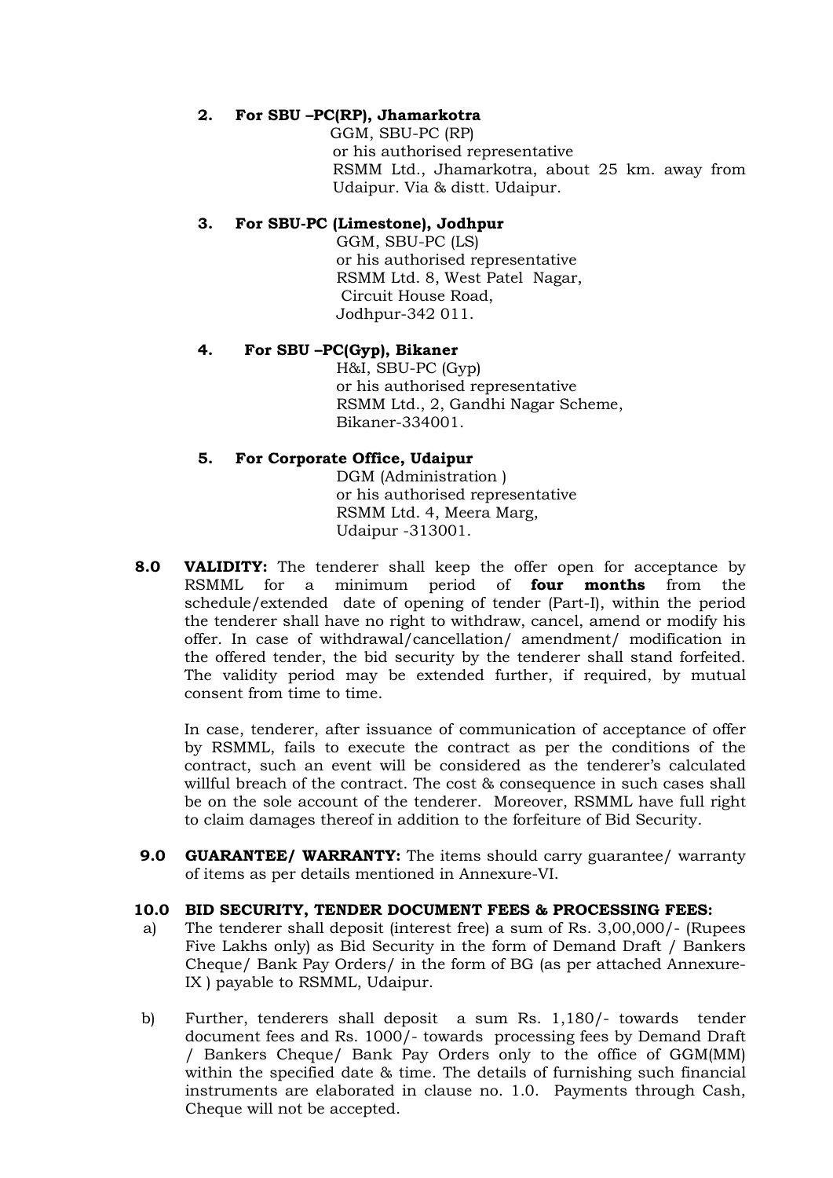**2. For SBU –PC(RP), Jhamarkotra**

GGM, SBU-PC (RP)
or his authorised representative
RSMM Ltd., Jhamarkotra, about 25 km. away from Udaipur. Via & distt. Udaipur.

**3. For SBU-PC (Limestone), Jodhpur**

GGM, SBU-PC (LS)
or his authorised representative
RSMM Ltd. 8, West Patel Nagar,
Circuit House Road,
Jodhpur-342 011.

**4. For SBU –PC(Gyp), Bikaner**

H&I, SBU-PC (Gyp)
or his authorised representative
RSMM Ltd., 2, Gandhi Nagar Scheme,
Bikaner-334001.

**5. For Corporate Office, Udaipur**

DGM (Administration )
or his authorised representative
RSMM Ltd. 4, Meera Marg,
Udaipur -313001.

**8.0 VALIDITY:** The tenderer shall keep the offer open for acceptance by RSMML for a minimum period of **four months** from the schedule/extended date of opening of tender (Part-I), within the period the tenderer shall have no right to withdraw, cancel, amend or modify his offer. In case of withdrawal/cancellation/ amendment/ modification in the offered tender, the bid security by the tenderer shall stand forfeited. The validity period may be extended further, if required, by mutual consent from time to time.

In case, tenderer, after issuance of communication of acceptance of offer by RSMML, fails to execute the contract as per the conditions of the contract, such an event will be considered as the tenderer's calculated willful breach of the contract. The cost & consequence in such cases shall be on the sole account of the tenderer. Moreover, RSMML have full right to claim damages thereof in addition to the forfeiture of Bid Security.

**9.0 GUARANTEE/ WARRANTY:** The items should carry guarantee/ warranty of items as per details mentioned in Annexure-VI.

**10.0 BID SECURITY, TENDER DOCUMENT FEES & PROCESSING FEES:**

a) The tenderer shall deposit (interest free) a sum of Rs. 3,00,000/- (Rupees Five Lakhs only) as Bid Security in the form of Demand Draft / Bankers Cheque/ Bank Pay Orders/ in the form of BG (as per attached Annexure-IX ) payable to RSMML, Udaipur.

b) Further, tenderers shall deposit a sum Rs. 1,180/- towards tender document fees and Rs. 1000/- towards processing fees by Demand Draft / Bankers Cheque/ Bank Pay Orders only to the office of GGM(MM) within the specified date & time. The details of furnishing such financial instruments are elaborated in clause no. 1.0. Payments through Cash, Cheque will not be accepted.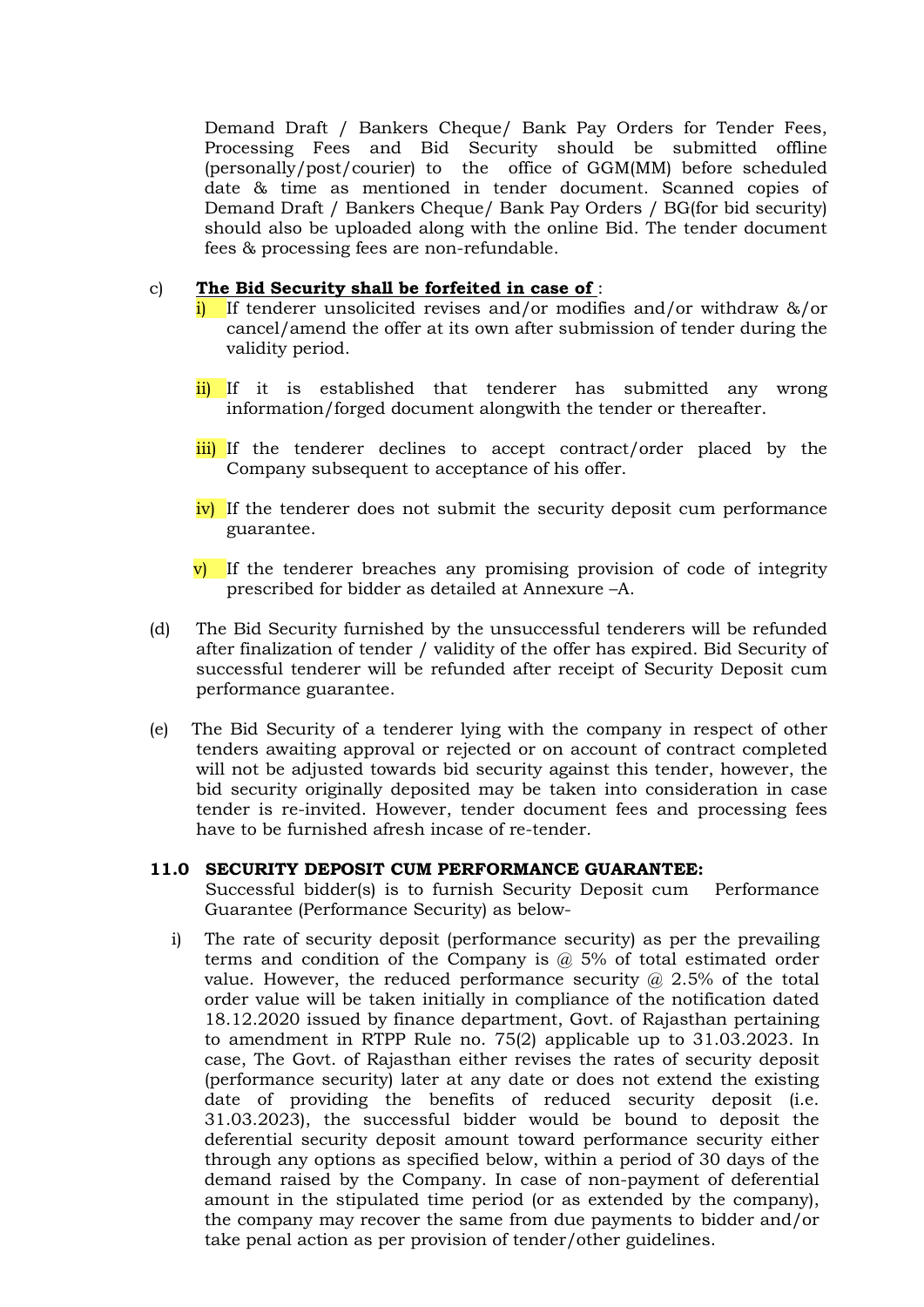Demand Draft / Bankers Cheque/ Bank Pay Orders for Tender Fees, Processing Fees and Bid Security should be submitted offline (personally/post/courier) to the office of GGM(MM) before scheduled date & time as mentioned in tender document. Scanned copies of Demand Draft / Bankers Cheque/ Bank Pay Orders / BG(for bid security) should also be uploaded along with the online Bid. The tender document fees & processing fees are non-refundable.

c) **The Bid Security shall be forfeited in case of** :

i) If tenderer unsolicited revises and/or modifies and/or withdraw &/or cancel/amend the offer at its own after submission of tender during the validity period.

ii) If it is established that tenderer has submitted any wrong information/forged document alongwith the tender or thereafter.

iii) If the tenderer declines to accept contract/order placed by the Company subsequent to acceptance of his offer.

iv) If the tenderer does not submit the security deposit cum performance guarantee.

v) If the tenderer breaches any promising provision of code of integrity prescribed for bidder as detailed at Annexure –A.

(d) The Bid Security furnished by the unsuccessful tenderers will be refunded after finalization of tender / validity of the offer has expired. Bid Security of successful tenderer will be refunded after receipt of Security Deposit cum performance guarantee.

(e) The Bid Security of a tenderer lying with the company in respect of other tenders awaiting approval or rejected or on account of contract completed will not be adjusted towards bid security against this tender, however, the bid security originally deposited may be taken into consideration in case tender is re-invited. However, tender document fees and processing fees have to be furnished afresh incase of re-tender.

**11.0 SECURITY DEPOSIT CUM PERFORMANCE GUARANTEE:**

Successful bidder(s) is to furnish Security Deposit cum Performance Guarantee (Performance Security) as below-

i) The rate of security deposit (performance security) as per the prevailing terms and condition of the Company is @ 5% of total estimated order value. However, the reduced performance security @ 2.5% of the total order value will be taken initially in compliance of the notification dated 18.12.2020 issued by finance department, Govt. of Rajasthan pertaining to amendment in RTPP Rule no. 75(2) applicable up to 31.03.2023. In case, The Govt. of Rajasthan either revises the rates of security deposit (performance security) later at any date or does not extend the existing date of providing the benefits of reduced security deposit (i.e. 31.03.2023), the successful bidder would be bound to deposit the deferential security deposit amount toward performance security either through any options as specified below, within a period of 30 days of the demand raised by the Company. In case of non-payment of deferential amount in the stipulated time period (or as extended by the company), the company may recover the same from due payments to bidder and/or take penal action as per provision of tender/other guidelines.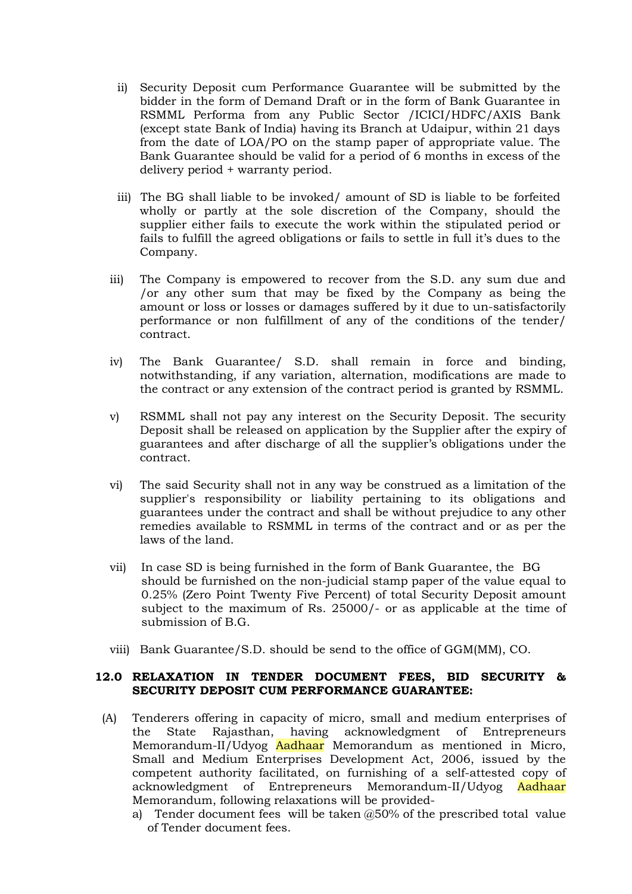ii) Security Deposit cum Performance Guarantee will be submitted by the bidder in the form of Demand Draft or in the form of Bank Guarantee in RSMML Performa from any Public Sector /ICICI/HDFC/AXIS Bank (except state Bank of India) having its Branch at Udaipur, within 21 days from the date of LOA/PO on the stamp paper of appropriate value. The Bank Guarantee should be valid for a period of 6 months in excess of the delivery period + warranty period.

iii) The BG shall liable to be invoked/ amount of SD is liable to be forfeited wholly or partly at the sole discretion of the Company, should the supplier either fails to execute the work within the stipulated period or fails to fulfill the agreed obligations or fails to settle in full it's dues to the Company.

iii) The Company is empowered to recover from the S.D. any sum due and /or any other sum that may be fixed by the Company as being the amount or loss or losses or damages suffered by it due to un-satisfactorily performance or non fulfillment of any of the conditions of the tender/ contract.

iv) The Bank Guarantee/ S.D. shall remain in force and binding, notwithstanding, if any variation, alternation, modifications are made to the contract or any extension of the contract period is granted by RSMML.

v) RSMML shall not pay any interest on the Security Deposit. The security Deposit shall be released on application by the Supplier after the expiry of guarantees and after discharge of all the supplier's obligations under the contract.

vi) The said Security shall not in any way be construed as a limitation of the supplier's responsibility or liability pertaining to its obligations and guarantees under the contract and shall be without prejudice to any other remedies available to RSMML in terms of the contract and or as per the laws of the land.

vii) In case SD is being furnished in the form of Bank Guarantee, the BG should be furnished on the non-judicial stamp paper of the value equal to 0.25% (Zero Point Twenty Five Percent) of total Security Deposit amount subject to the maximum of Rs. 25000/- or as applicable at the time of submission of B.G.

viii) Bank Guarantee/S.D. should be send to the office of GGM(MM), CO.

**12.0 RELAXATION IN TENDER DOCUMENT FEES, BID SECURITY & SECURITY DEPOSIT CUM PERFORMANCE GUARANTEE:**

(A) Tenderers offering in capacity of micro, small and medium enterprises of the State Rajasthan, having acknowledgment of Entrepreneurs Memorandum-II/Udyog Aadhaar Memorandum as mentioned in Micro, Small and Medium Enterprises Development Act, 2006, issued by the competent authority facilitated, on furnishing of a self-attested copy of acknowledgment of Entrepreneurs Memorandum-II/Udyog Aadhaar Memorandum, following relaxations will be provided-

a) Tender document fees will be taken @50% of the prescribed total value of Tender document fees.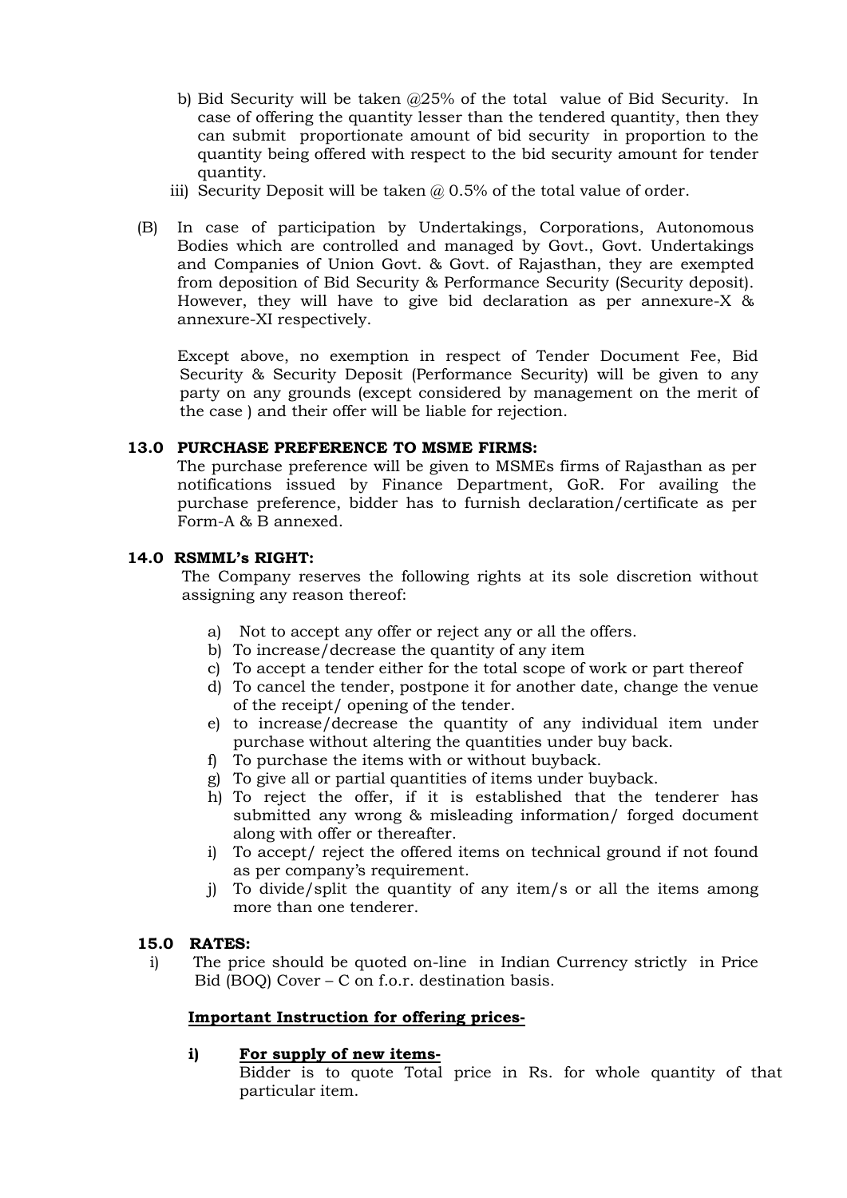b) Bid Security will be taken @25% of the total value of Bid Security. In case of offering the quantity lesser than the tendered quantity, then they can submit proportionate amount of bid security in proportion to the quantity being offered with respect to the bid security amount for tender quantity.

iii) Security Deposit will be taken @ 0.5% of the total value of order.

(B) In case of participation by Undertakings, Corporations, Autonomous Bodies which are controlled and managed by Govt., Govt. Undertakings and Companies of Union Govt. & Govt. of Rajasthan, they are exempted from deposition of Bid Security & Performance Security (Security deposit). However, they will have to give bid declaration as per annexure-X & annexure-XI respectively.

Except above, no exemption in respect of Tender Document Fee, Bid Security & Security Deposit (Performance Security) will be given to any party on any grounds (except considered by management on the merit of the case ) and their offer will be liable for rejection.

### 13.0 PURCHASE PREFERENCE TO MSME FIRMS:

The purchase preference will be given to MSMEs firms of Rajasthan as per notifications issued by Finance Department, GoR. For availing the purchase preference, bidder has to furnish declaration/certificate as per Form-A & B annexed.

### 14.0 RSMML's RIGHT:

The Company reserves the following rights at its sole discretion without assigning any reason thereof:

a) Not to accept any offer or reject any or all the offers.
b) To increase/decrease the quantity of any item
c) To accept a tender either for the total scope of work or part thereof
d) To cancel the tender, postpone it for another date, change the venue of the receipt/ opening of the tender.
e) to increase/decrease the quantity of any individual item under purchase without altering the quantities under buy back.
f) To purchase the items with or without buyback.
g) To give all or partial quantities of items under buyback.
h) To reject the offer, if it is established that the tenderer has submitted any wrong & misleading information/ forged document along with offer or thereafter.
i) To accept/ reject the offered items on technical ground if not found as per company's requirement.
j) To divide/split the quantity of any item/s or all the items among more than one tenderer.

### 15.0 RATES:

i) The price should be quoted on-line in Indian Currency strictly in Price Bid (BOQ) Cover – C on f.o.r. destination basis.

**<u>Important Instruction for offering prices-</u>**

**i) <u>For supply of new items-</u>**

Bidder is to quote Total price in Rs. for whole quantity of that particular item.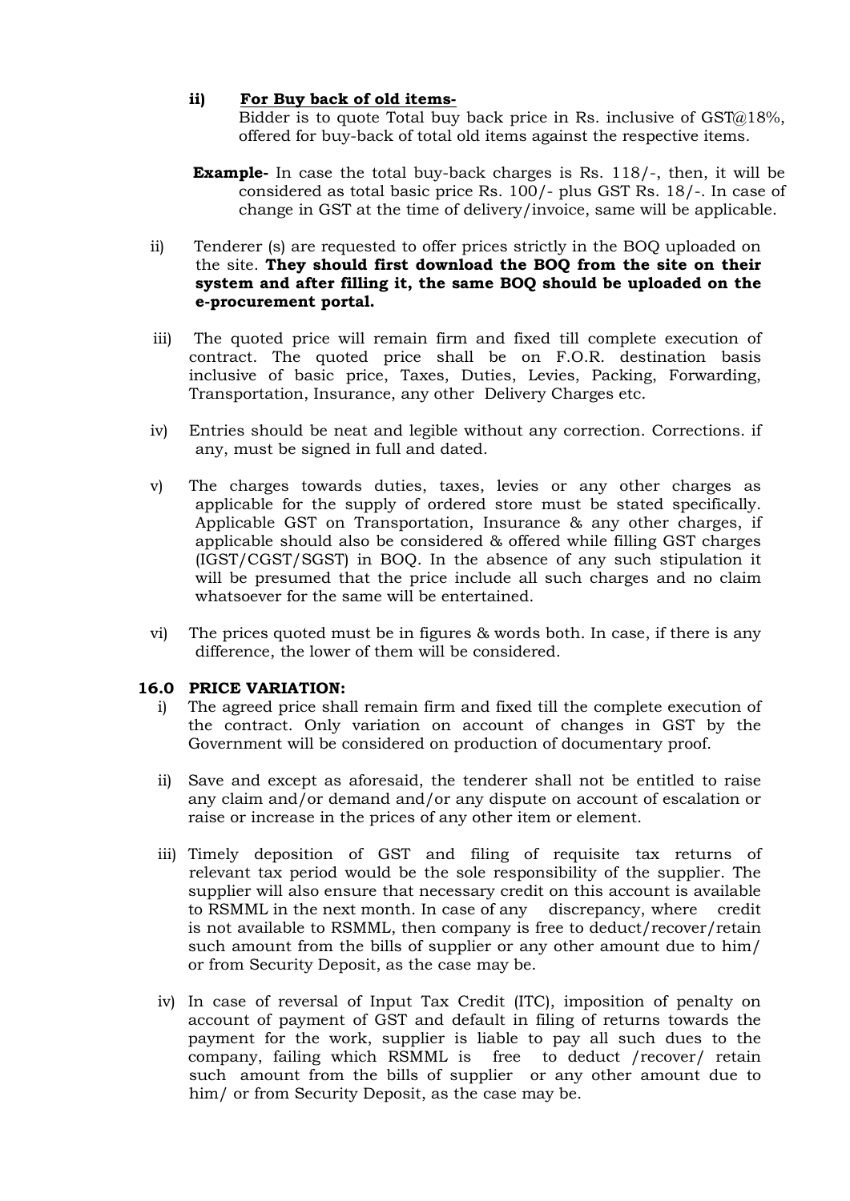ii) **For Buy back of old items-**
Bidder is to quote Total buy back price in Rs. inclusive of GST@18%, offered for buy-back of total old items against the respective items.

**Example-** In case the total buy-back charges is Rs. 118/-, then, it will be considered as total basic price Rs. 100/- plus GST Rs. 18/-. In case of change in GST at the time of delivery/invoice, same will be applicable.

ii) Tenderer (s) are requested to offer prices strictly in the BOQ uploaded on the site. **They should first download the BOQ from the site on their system and after filling it, the same BOQ should be uploaded on the e-procurement portal.**

iii) The quoted price will remain firm and fixed till complete execution of contract. The quoted price shall be on F.O.R. destination basis inclusive of basic price, Taxes, Duties, Levies, Packing, Forwarding, Transportation, Insurance, any other Delivery Charges etc.

iv) Entries should be neat and legible without any correction. Corrections. if any, must be signed in full and dated.

v) The charges towards duties, taxes, levies or any other charges as applicable for the supply of ordered store must be stated specifically. Applicable GST on Transportation, Insurance & any other charges, if applicable should also be considered & offered while filling GST charges (IGST/CGST/SGST) in BOQ. In the absence of any such stipulation it will be presumed that the price include all such charges and no claim whatsoever for the same will be entertained.

vi) The prices quoted must be in figures & words both. In case, if there is any difference, the lower of them will be considered.

**16.0 PRICE VARIATION:**

i) The agreed price shall remain firm and fixed till the complete execution of the contract. Only variation on account of changes in GST by the Government will be considered on production of documentary proof.

ii) Save and except as aforesaid, the tenderer shall not be entitled to raise any claim and/or demand and/or any dispute on account of escalation or raise or increase in the prices of any other item or element.

iii) Timely deposition of GST and filing of requisite tax returns of relevant tax period would be the sole responsibility of the supplier. The supplier will also ensure that necessary credit on this account is available to RSMML in the next month. In case of any discrepancy, where credit is not available to RSMML, then company is free to deduct/recover/retain such amount from the bills of supplier or any other amount due to him/ or from Security Deposit, as the case may be.

iv) In case of reversal of Input Tax Credit (ITC), imposition of penalty on account of payment of GST and default in filing of returns towards the payment for the work, supplier is liable to pay all such dues to the company, failing which RSMML is free to deduct /recover/ retain such amount from the bills of supplier or any other amount due to him/ or from Security Deposit, as the case may be.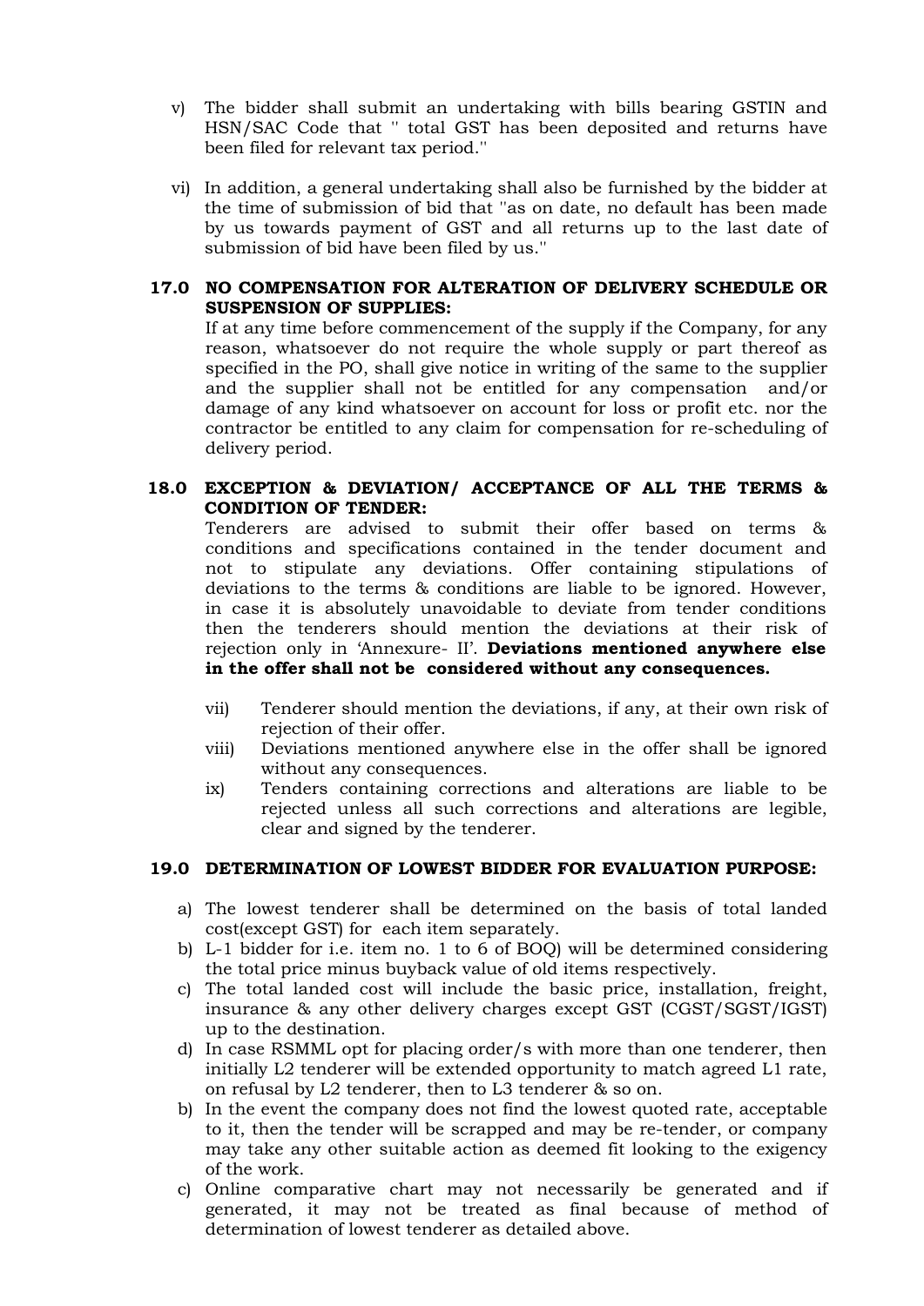v) The bidder shall submit an undertaking with bills bearing GSTIN and HSN/SAC Code that " total GST has been deposited and returns have been filed for relevant tax period."

vi) In addition, a general undertaking shall also be furnished by the bidder at the time of submission of bid that "as on date, no default has been made by us towards payment of GST and all returns up to the last date of submission of bid have been filed by us."

## 17.0 NO COMPENSATION FOR ALTERATION OF DELIVERY SCHEDULE OR SUSPENSION OF SUPPLIES:

If at any time before commencement of the supply if the Company, for any reason, whatsoever do not require the whole supply or part thereof as specified in the PO, shall give notice in writing of the same to the supplier and the supplier shall not be entitled for any compensation and/or damage of any kind whatsoever on account for loss or profit etc. nor the contractor be entitled to any claim for compensation for re-scheduling of delivery period.

## 18.0 EXCEPTION & DEVIATION/ ACCEPTANCE OF ALL THE TERMS & CONDITION OF TENDER:

Tenderers are advised to submit their offer based on terms & conditions and specifications contained in the tender document and not to stipulate any deviations. Offer containing stipulations of deviations to the terms & conditions are liable to be ignored. However, in case it is absolutely unavoidable to deviate from tender conditions then the tenderers should mention the deviations at their risk of rejection only in 'Annexure- II'. **Deviations mentioned anywhere else in the offer shall not be considered without any consequences.**

vii) Tenderer should mention the deviations, if any, at their own risk of rejection of their offer.

viii) Deviations mentioned anywhere else in the offer shall be ignored without any consequences.

ix) Tenders containing corrections and alterations are liable to be rejected unless all such corrections and alterations are legible, clear and signed by the tenderer.

## 19.0 DETERMINATION OF LOWEST BIDDER FOR EVALUATION PURPOSE:

a) The lowest tenderer shall be determined on the basis of total landed cost(except GST) for each item separately.

b) L-1 bidder for i.e. item no. 1 to 6 of BOQ) will be determined considering the total price minus buyback value of old items respectively.

c) The total landed cost will include the basic price, installation, freight, insurance & any other delivery charges except GST (CGST/SGST/IGST) up to the destination.

d) In case RSMML opt for placing order/s with more than one tenderer, then initially L2 tenderer will be extended opportunity to match agreed L1 rate, on refusal by L2 tenderer, then to L3 tenderer & so on.

b) In the event the company does not find the lowest quoted rate, acceptable to it, then the tender will be scrapped and may be re-tender, or company may take any other suitable action as deemed fit looking to the exigency of the work.

c) Online comparative chart may not necessarily be generated and if generated, it may not be treated as final because of method of determination of lowest tenderer as detailed above.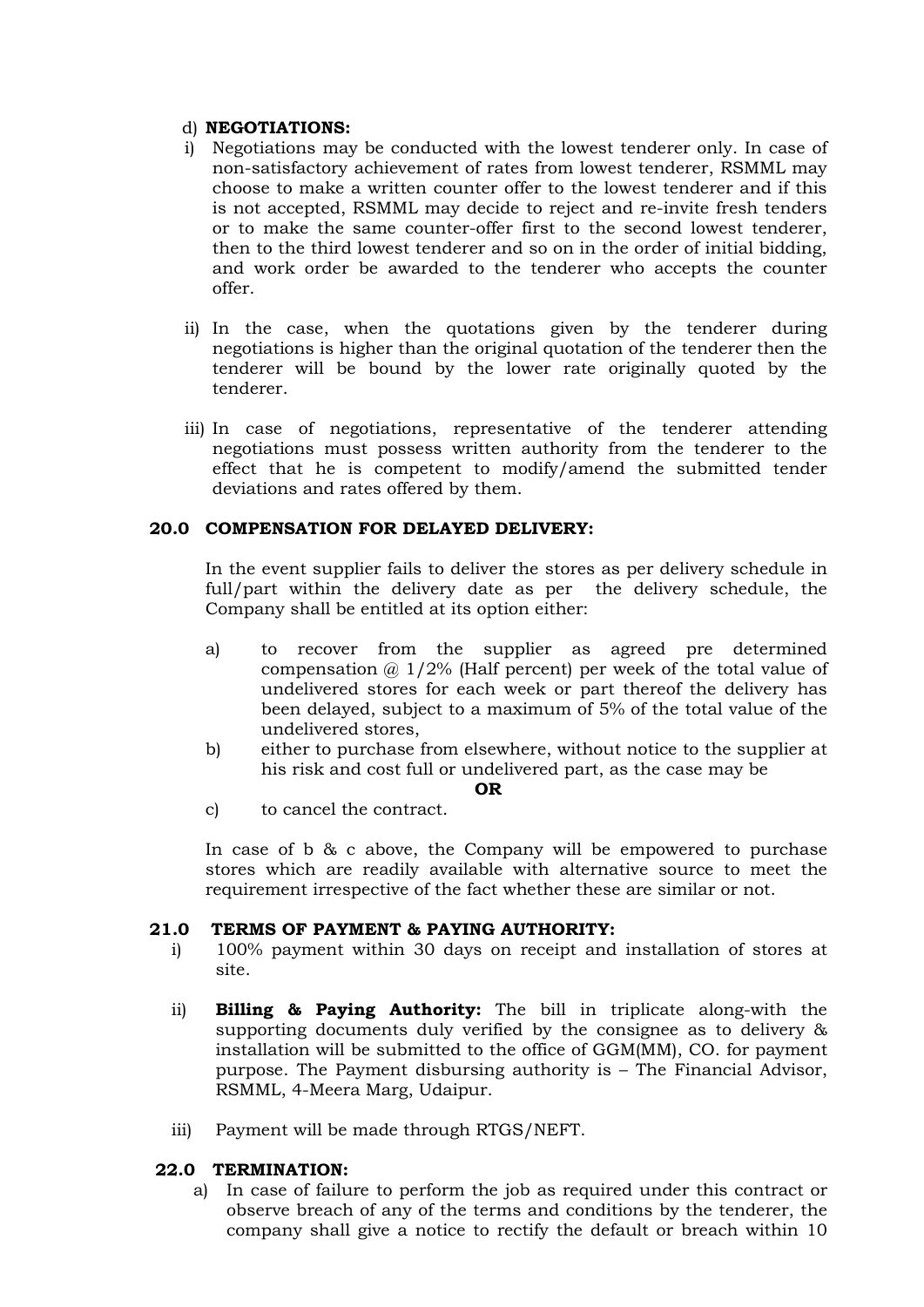d) **NEGOTIATIONS:**

i) Negotiations may be conducted with the lowest tenderer only. In case of non-satisfactory achievement of rates from lowest tenderer, RSMML may choose to make a written counter offer to the lowest tenderer and if this is not accepted, RSMML may decide to reject and re-invite fresh tenders or to make the same counter-offer first to the second lowest tenderer, then to the third lowest tenderer and so on in the order of initial bidding, and work order be awarded to the tenderer who accepts the counter offer.

ii) In the case, when the quotations given by the tenderer during negotiations is higher than the original quotation of the tenderer then the tenderer will be bound by the lower rate originally quoted by the tenderer.

iii) In case of negotiations, representative of the tenderer attending negotiations must possess written authority from the tenderer to the effect that he is competent to modify/amend the submitted tender deviations and rates offered by them.

**20.0 COMPENSATION FOR DELAYED DELIVERY:**

In the event supplier fails to deliver the stores as per delivery schedule in full/part within the delivery date as per the delivery schedule, the Company shall be entitled at its option either:

a) to recover from the supplier as agreed pre determined compensation @ 1/2% (Half percent) per week of the total value of undelivered stores for each week or part thereof the delivery has been delayed, subject to a maximum of 5% of the total value of the undelivered stores,

b) either to purchase from elsewhere, without notice to the supplier at his risk and cost full or undelivered part, as the case may be

**OR**

c) to cancel the contract.

In case of b & c above, the Company will be empowered to purchase stores which are readily available with alternative source to meet the requirement irrespective of the fact whether these are similar or not.

**21.0 TERMS OF PAYMENT & PAYING AUTHORITY:**

i) 100% payment within 30 days on receipt and installation of stores at site.

ii) **Billing & Paying Authority:** The bill in triplicate along-with the supporting documents duly verified by the consignee as to delivery & installation will be submitted to the office of GGM(MM), CO. for payment purpose. The Payment disbursing authority is – The Financial Advisor, RSMML, 4-Meera Marg, Udaipur.

iii) Payment will be made through RTGS/NEFT.

**22.0 TERMINATION:**

a) In case of failure to perform the job as required under this contract or observe breach of any of the terms and conditions by the tenderer, the company shall give a notice to rectify the default or breach within 10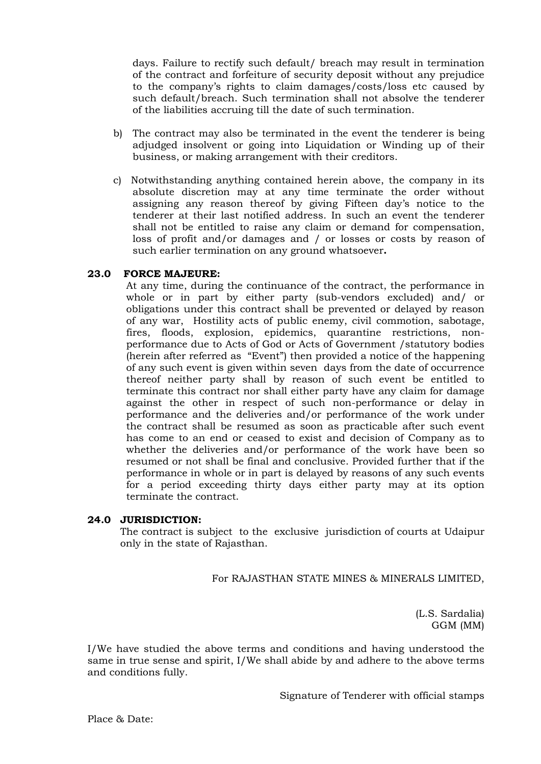days. Failure to rectify such default/ breach may result in termination of the contract and forfeiture of security deposit without any prejudice to the company's rights to claim damages/costs/loss etc caused by such default/breach. Such termination shall not absolve the tenderer of the liabilities accruing till the date of such termination.

b) The contract may also be terminated in the event the tenderer is being adjudged insolvent or going into Liquidation or Winding up of their business, or making arrangement with their creditors.

c) Notwithstanding anything contained herein above, the company in its absolute discretion may at any time terminate the order without assigning any reason thereof by giving Fifteen day's notice to the tenderer at their last notified address. In such an event the tenderer shall not be entitled to raise any claim or demand for compensation, loss of profit and/or damages and / or losses or costs by reason of such earlier termination on any ground whatsoever**.**

**23.0 FORCE MAJEURE:**

At any time, during the continuance of the contract, the performance in whole or in part by either party (sub-vendors excluded) and/ or obligations under this contract shall be prevented or delayed by reason of any war, Hostility acts of public enemy, civil commotion, sabotage, fires, floods, explosion, epidemics, quarantine restrictions, non-performance due to Acts of God or Acts of Government /statutory bodies (herein after referred as "Event") then provided a notice of the happening of any such event is given within seven days from the date of occurrence thereof neither party shall by reason of such event be entitled to terminate this contract nor shall either party have any claim for damage against the other in respect of such non-performance or delay in performance and the deliveries and/or performance of the work under the contract shall be resumed as soon as practicable after such event has come to an end or ceased to exist and decision of Company as to whether the deliveries and/or performance of the work have been so resumed or not shall be final and conclusive. Provided further that if the performance in whole or in part is delayed by reasons of any such events for a period exceeding thirty days either party may at its option terminate the contract.

**24.0 JURISDICTION:**

The contract is subject to the exclusive jurisdiction of courts at Udaipur only in the state of Rajasthan.

For RAJASTHAN STATE MINES & MINERALS LIMITED,

(L.S. Sardalia)
GGM (MM)

I/We have studied the above terms and conditions and having understood the same in true sense and spirit, I/We shall abide by and adhere to the above terms and conditions fully.

Signature of Tenderer with official stamps

Place & Date: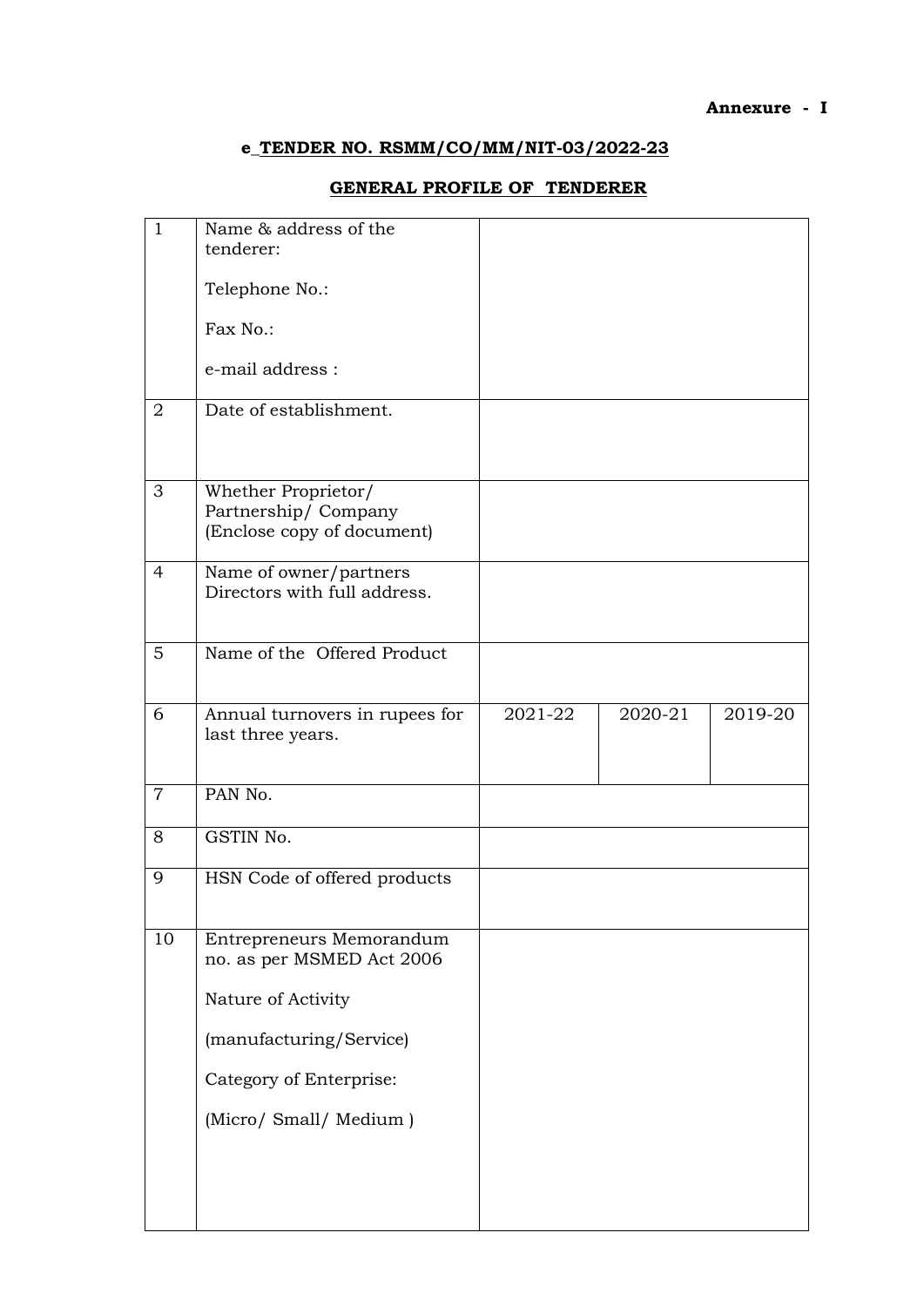**Annexure - I**

**e_TENDER NO. RSMM/CO/MM/NIT-03/2022-23**

**GENERAL PROFILE OF TENDERER**

| | | | | |
|---|---|---|---|---|
| 1 | Name & address of the tenderer:<br><br>Telephone No.:<br><br>Fax No.:<br><br>e-mail address : | | | |
| 2 | Date of establishment. | | | |
| 3 | Whether Proprietor/ Partnership/ Company (Enclose copy of document) | | | |
| 4 | Name of owner/partners Directors with full address. | | | |
| 5 | Name of the Offered Product | | | |
| 6 | Annual turnovers in rupees for last three years. | 2021-22 | 2020-21 | 2019-20 |
| 7 | PAN No. | | | |
| 8 | GSTIN No. | | | |
| 9 | HSN Code of offered products | | | |
| 10 | Entrepreneurs Memorandum no. as per MSMED Act 2006<br><br>Nature of Activity<br><br>(manufacturing/Service)<br><br>Category of Enterprise:<br><br>(Micro/ Small/ Medium ) | | | |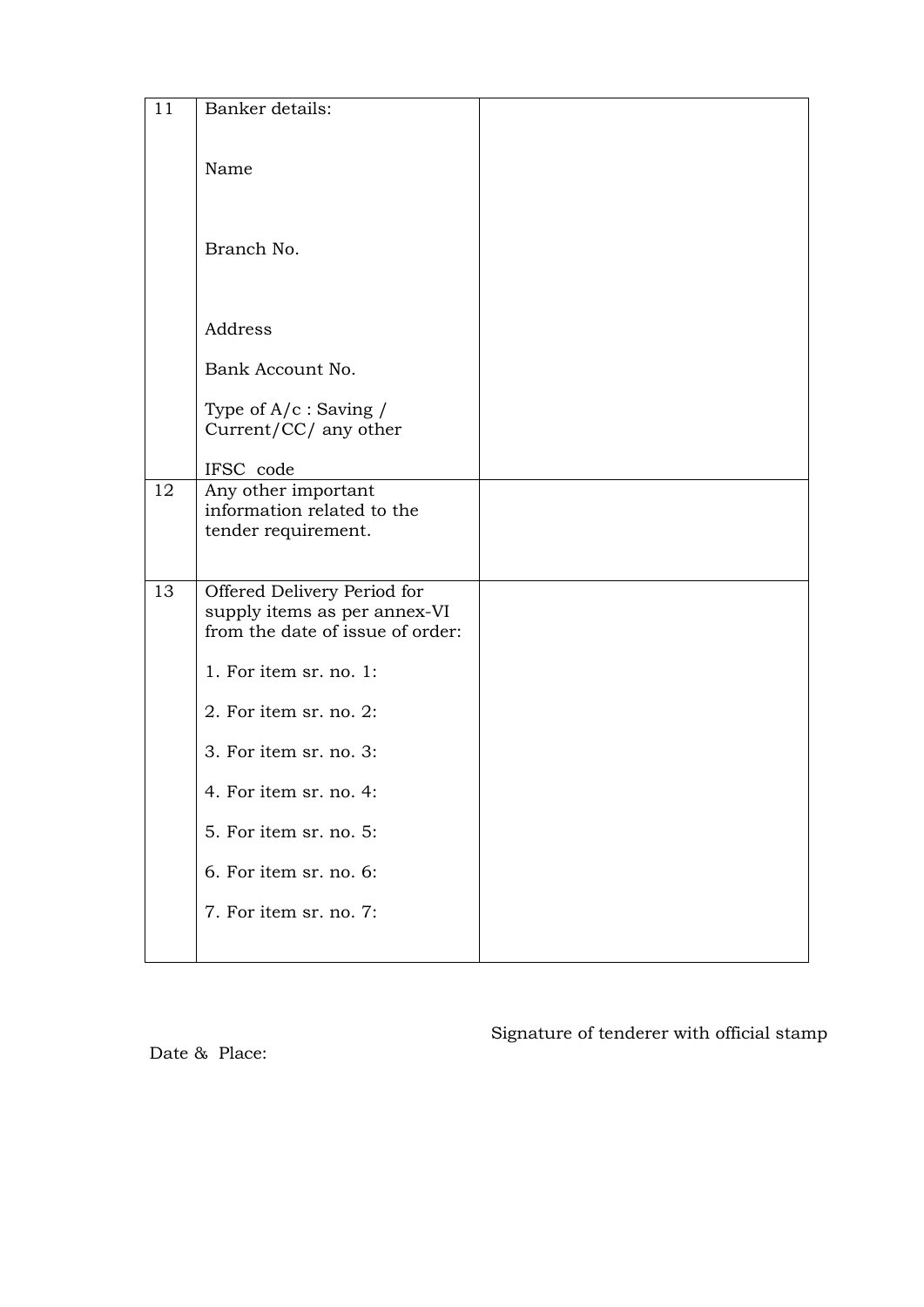| 11 | Banker details:<br><br>Name<br><br>Branch No.<br><br>Address<br><br>Bank Account No.<br><br>Type of A/c : Saving / Current/CC/ any other<br><br>IFSC code | |
|---|---|---|
| 12 | Any other important information related to the tender requirement. | |
| 13 | Offered Delivery Period for supply items as per annex-VI from the date of issue of order:<br><br>1. For item sr. no. 1:<br><br>2. For item sr. no. 2:<br><br>3. For item sr. no. 3:<br><br>4. For item sr. no. 4:<br><br>5. For item sr. no. 5:<br><br>6. For item sr. no. 6:<br><br>7. For item sr. no. 7: | |

Signature of tenderer with official stamp

Date & Place: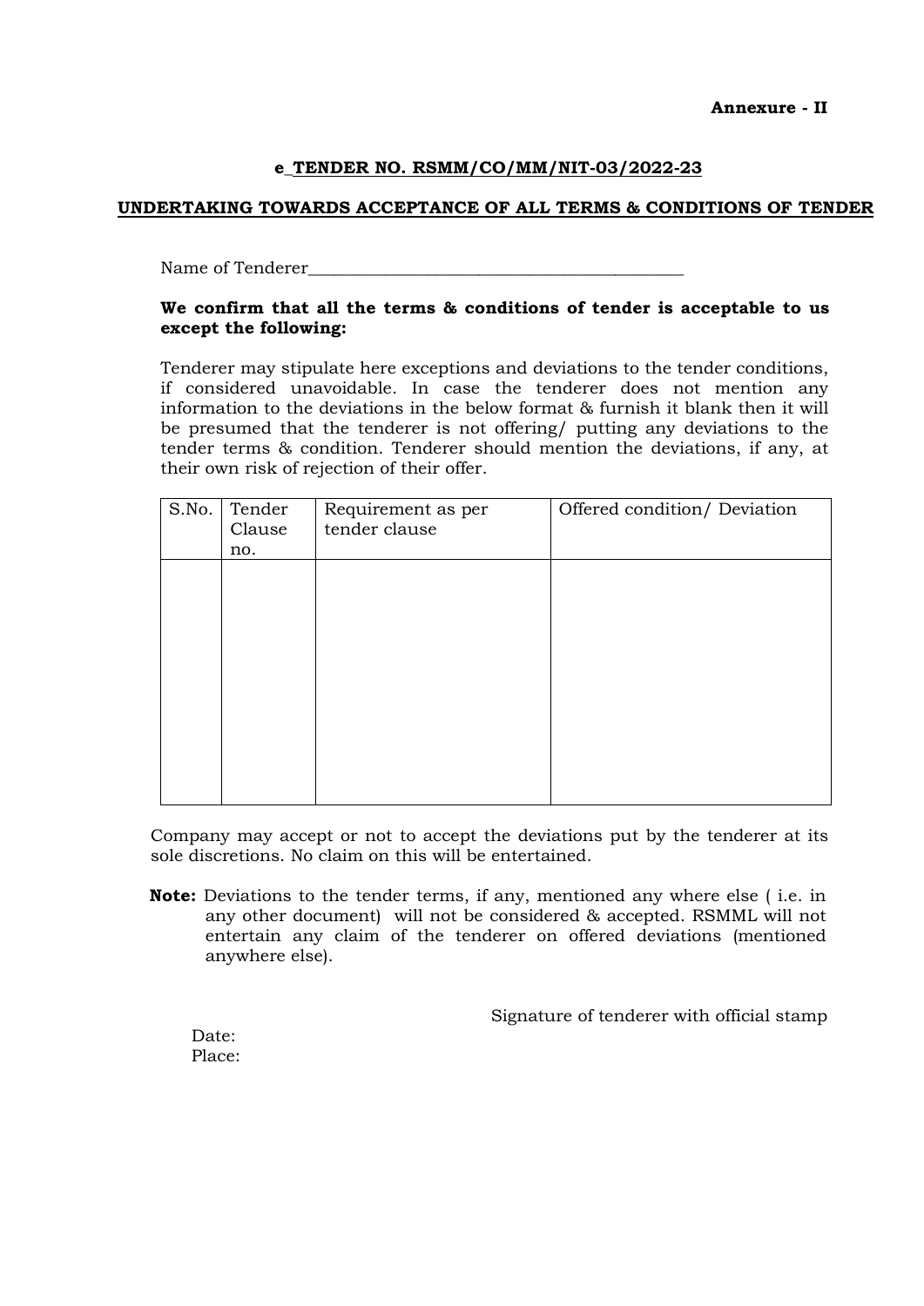**Annexure - II**

**e_TENDER NO. RSMM/CO/MM/NIT-03/2022-23**

**UNDERTAKING TOWARDS ACCEPTANCE OF ALL TERMS & CONDITIONS OF TENDER**

Name of Tenderer_____________________________________________

**We confirm that all the terms & conditions of tender is acceptable to us except the following:**

Tenderer may stipulate here exceptions and deviations to the tender conditions, if considered unavoidable. In case the tenderer does not mention any information to the deviations in the below format & furnish it blank then it will be presumed that the tenderer is not offering/ putting any deviations to the tender terms & condition. Tenderer should mention the deviations, if any, at their own risk of rejection of their offer.

| S.No. | Tender Clause no. | Requirement as per tender clause | Offered condition/ Deviation |
|---|---|---|---|
| | | | |

Company may accept or not to accept the deviations put by the tenderer at its sole discretions. No claim on this will be entertained.

**Note:** Deviations to the tender terms, if any, mentioned any where else ( i.e. in any other document) will not be considered & accepted. RSMML will not entertain any claim of the tenderer on offered deviations (mentioned anywhere else).

Signature of tenderer with official stamp

Date:

Place: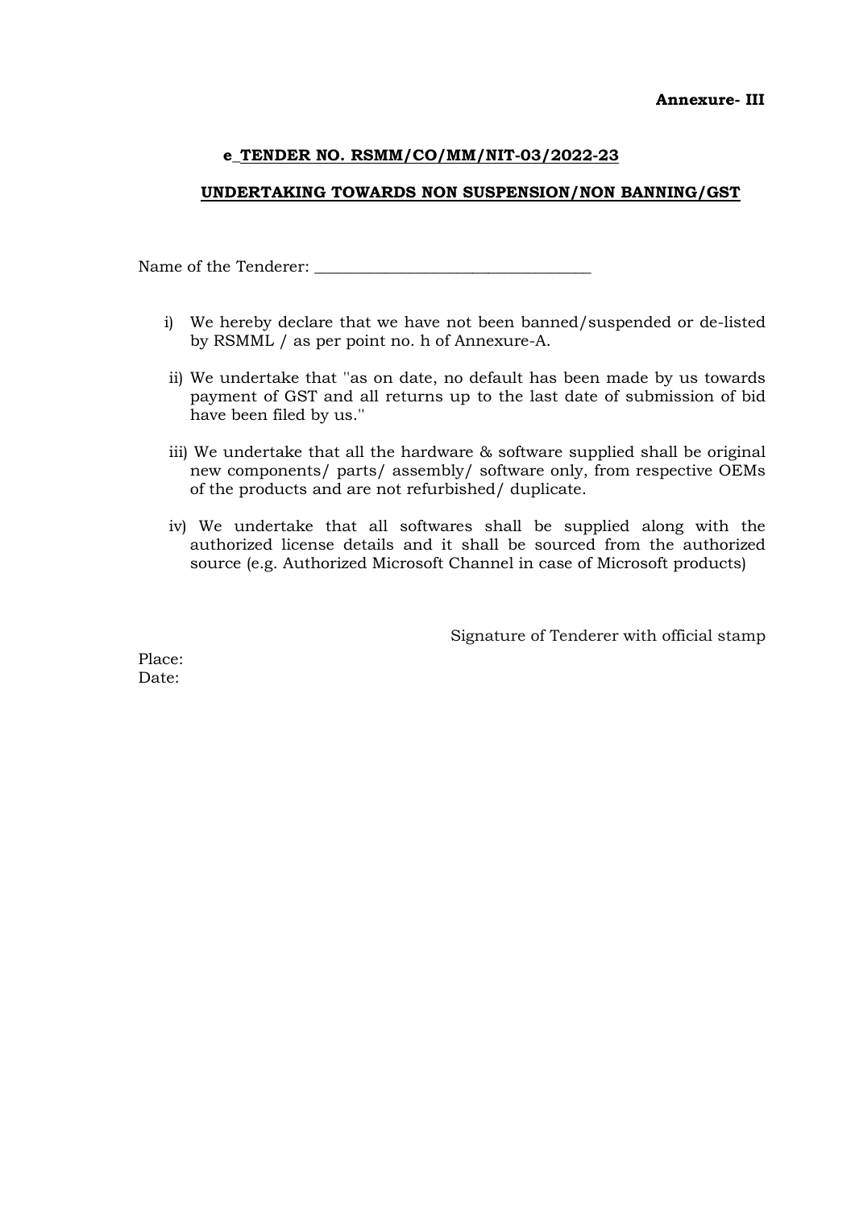**Annexure- III**

**e_TENDER NO. RSMM/CO/MM/NIT-03/2022-23**

**UNDERTAKING TOWARDS NON SUSPENSION/NON BANNING/GST**

Name of the Tenderer: ___________________________________

i) We hereby declare that we have not been banned/suspended or de-listed by RSMML / as per point no. h of Annexure-A.

ii) We undertake that ''as on date, no default has been made by us towards payment of GST and all returns up to the last date of submission of bid have been filed by us.''

iii) We undertake that all the hardware & software supplied shall be original new components/ parts/ assembly/ software only, from respective OEMs of the products and are not refurbished/ duplicate.

iv) We undertake that all softwares shall be supplied along with the authorized license details and it shall be sourced from the authorized source (e.g. Authorized Microsoft Channel in case of Microsoft products)

Signature of Tenderer with official stamp

Place:
Date: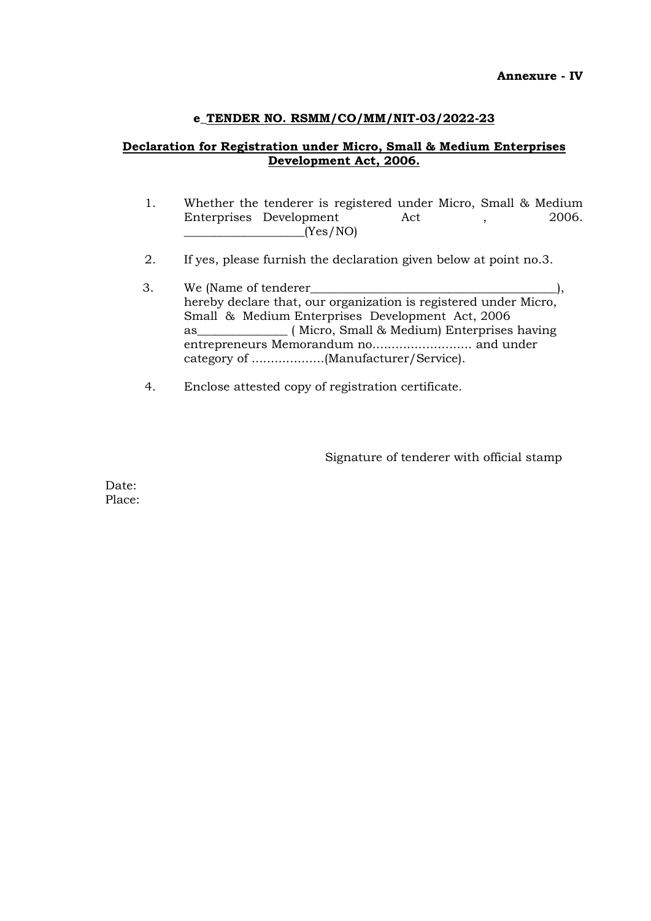**Annexure - IV**

**e_TENDER NO. RSMM/CO/MM/NIT-03/2022-23**

**Declaration for Registration under Micro, Small & Medium Enterprises Development Act, 2006.**

1. Whether the tenderer is registered under Micro, Small & Medium Enterprises Development Act , 2006. ___________________(Yes/NO)

2. If yes, please furnish the declaration given below at point no.3.

3. We (Name of tenderer_________________________________________), hereby declare that, our organization is registered under Micro, Small & Medium Enterprises Development Act, 2006 as______________ ( Micro, Small & Medium) Enterprises having entrepreneurs Memorandum no.......................... and under category of ...................(Manufacturer/Service).

4. Enclose attested copy of registration certificate.

Signature of tenderer with official stamp

Date:
Place: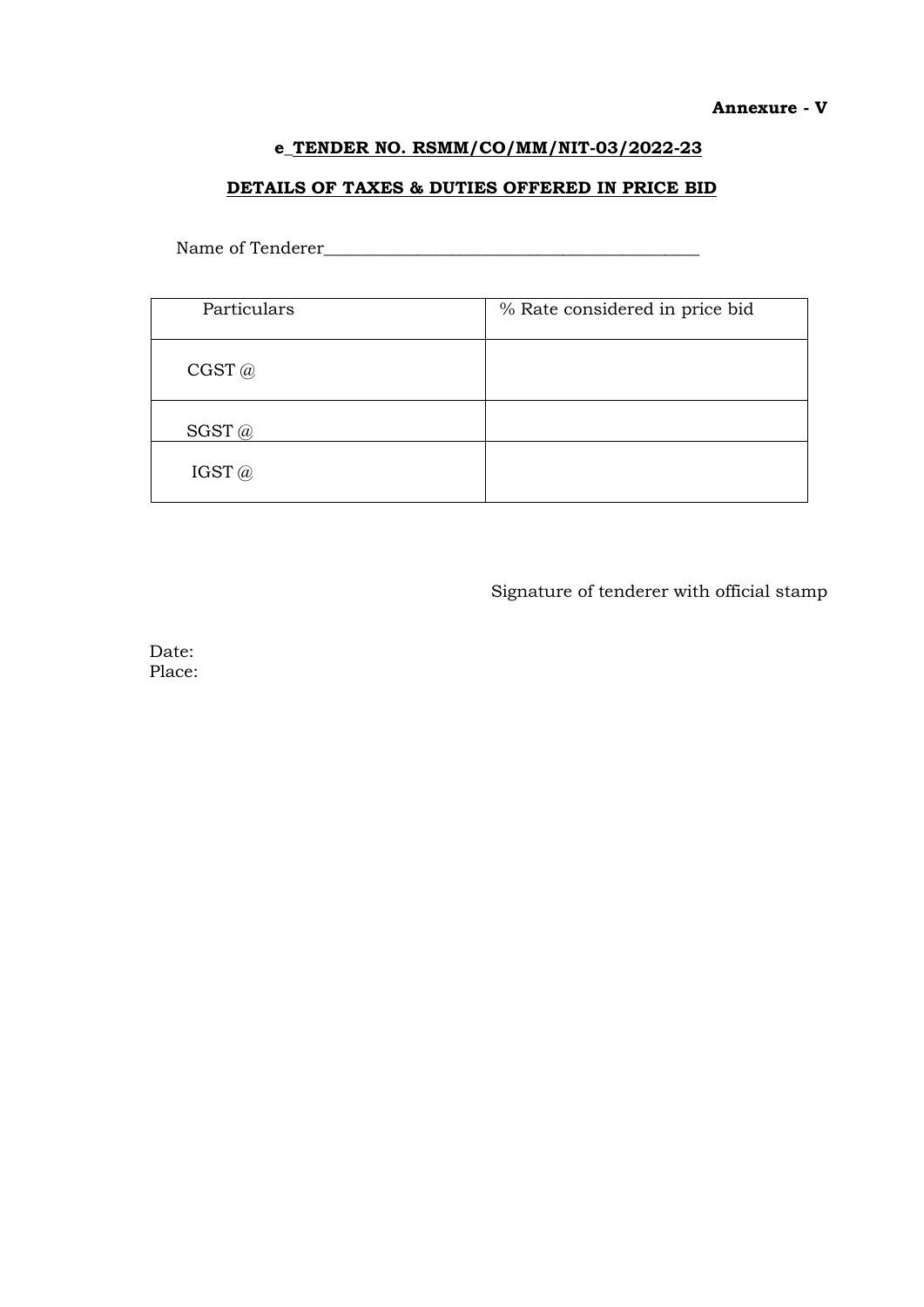**Annexure - V**

**e_TENDER NO. RSMM/CO/MM/NIT-03/2022-23**

**DETAILS OF TAXES & DUTIES OFFERED IN PRICE BID**

Name of Tenderer_______________________________________________

| Particulars | % Rate considered in price bid |
|---|---|
| CGST @ | |
| SGST @ | |
| IGST @ | |

Signature of tenderer with official stamp

Date:
Place: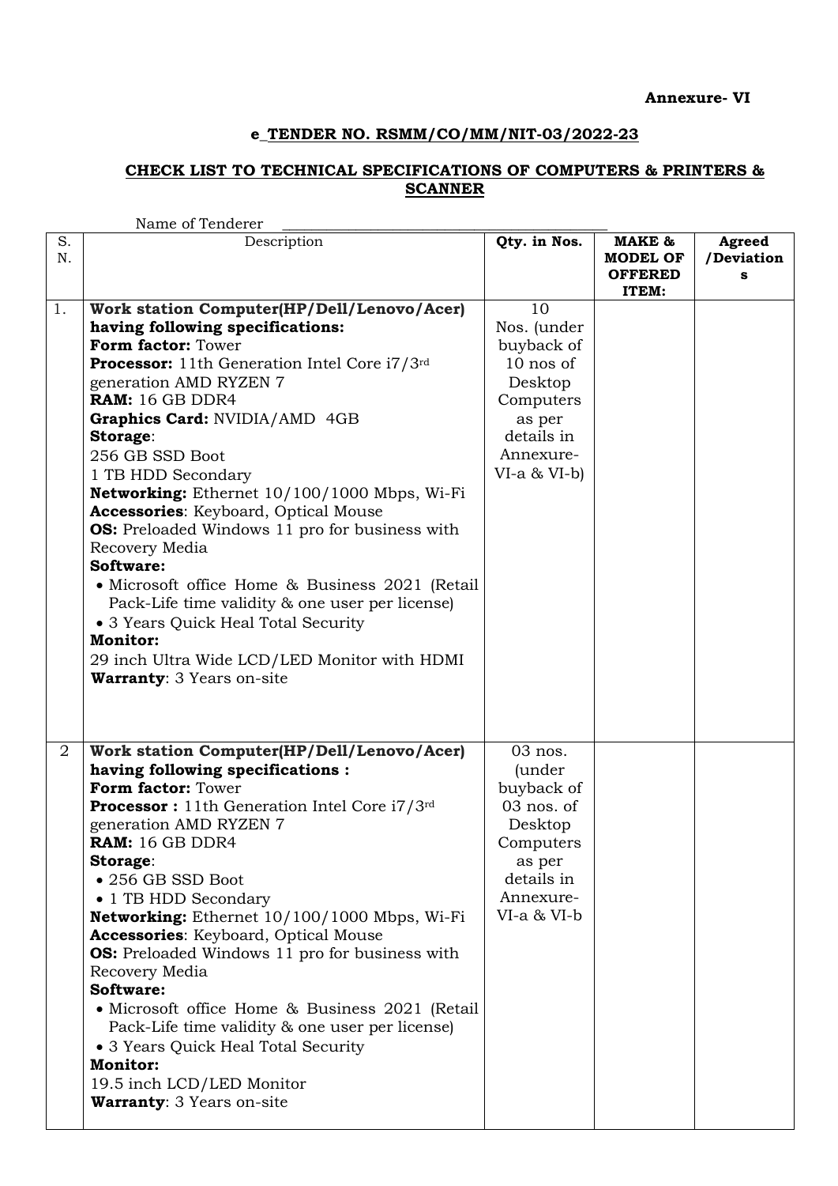**Annexure- VI**

**e_TENDER NO. RSMM/CO/MM/NIT-03/2022-23**

**CHECK LIST TO TECHNICAL SPECIFICATIONS OF COMPUTERS & PRINTERS & SCANNER**

Name of Tenderer ______________________________________________

| S. N. | Description | Qty. in Nos. | MAKE & MODEL OF OFFERED ITEM: | Agreed /Deviations |
|---|---|---|---|---|
| 1. | **Work station Computer(HP/Dell/Lenovo/Acer) having following specifications:**<br>**Form factor:** Tower<br>**Processor:** 11th Generation Intel Core i7/3rd generation AMD RYZEN 7<br>**RAM:** 16 GB DDR4<br>**Graphics Card:** NVIDIA/AMD 4GB<br>**Storage**:<br>256 GB SSD Boot<br>1 TB HDD Secondary<br>**Networking:** Ethernet 10/100/1000 Mbps, Wi-Fi<br>**Accessories**: Keyboard, Optical Mouse<br>**OS:** Preloaded Windows 11 pro for business with Recovery Media<br>**Software:**<br>• Microsoft office Home & Business 2021 (Retail Pack-Life time validity & one user per license)<br>• 3 Years Quick Heal Total Security<br>**Monitor:**<br>29 inch Ultra Wide LCD/LED Monitor with HDMI<br>**Warranty**: 3 Years on-site | 10 Nos. (under buyback of 10 nos of Desktop Computers as per details in Annexure-VI-a & VI-b) | | |
| 2 | **Work station Computer(HP/Dell/Lenovo/Acer) having following specifications :**<br>**Form factor:** Tower<br>**Processor :** 11th Generation Intel Core i7/3rd generation AMD RYZEN 7<br>**RAM:** 16 GB DDR4<br>**Storage**:<br>• 256 GB SSD Boot<br>• 1 TB HDD Secondary<br>**Networking:** Ethernet 10/100/1000 Mbps, Wi-Fi<br>**Accessories**: Keyboard, Optical Mouse<br>**OS:** Preloaded Windows 11 pro for business with Recovery Media<br>**Software:**<br>• Microsoft office Home & Business 2021 (Retail Pack-Life time validity & one user per license)<br>• 3 Years Quick Heal Total Security<br>**Monitor:**<br>19.5 inch LCD/LED Monitor<br>**Warranty**: 3 Years on-site | 03 nos. (under buyback of 03 nos. of Desktop Computers as per details in Annexure-VI-a & VI-b | | |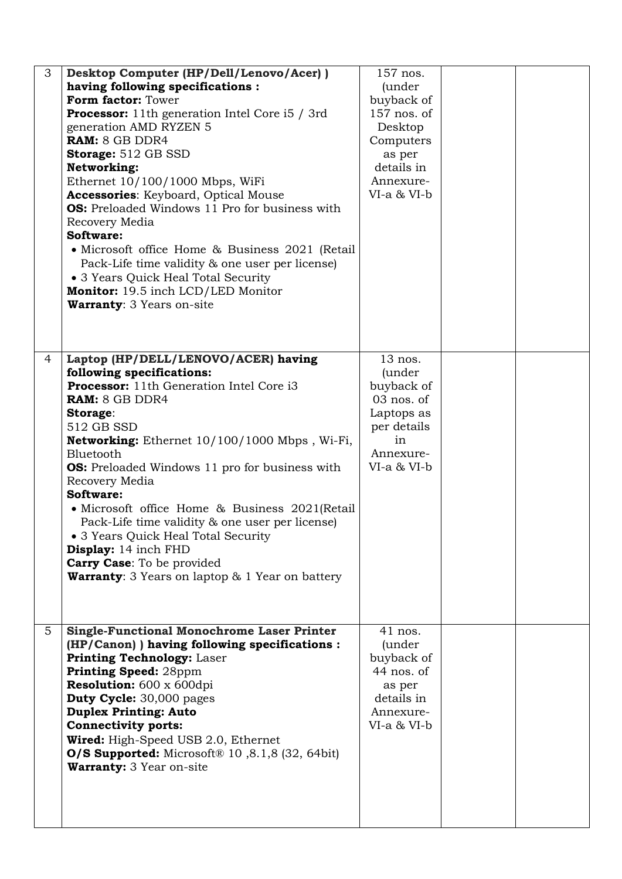| | | | | |
|---|---|---|---|---|
| 3 | **Desktop Computer (HP/Dell/Lenovo/Acer) ) having following specifications :**<br>**Form factor:** Tower<br>**Processor:** 11th generation Intel Core i5 / 3rd generation AMD RYZEN 5<br>**RAM:** 8 GB DDR4<br>**Storage:** 512 GB SSD<br>**Networking:**<br>Ethernet 10/100/1000 Mbps, WiFi<br>**Accessories**: Keyboard, Optical Mouse<br>**OS:** Preloaded Windows 11 Pro for business with Recovery Media<br>**Software:**<br>• Microsoft office Home & Business 2021 (Retail Pack-Life time validity & one user per license)<br>• 3 Years Quick Heal Total Security<br>**Monitor:** 19.5 inch LCD/LED Monitor<br>**Warranty**: 3 Years on-site | 157 nos. (under buyback of 157 nos. of Desktop Computers as per details in Annexure-VI-a & VI-b | | |
| 4 | **Laptop (HP/DELL/LENOVO/ACER) having following specifications:**<br>**Processor:** 11th Generation Intel Core i3<br>**RAM:** 8 GB DDR4<br>**Storage**:<br>512 GB SSD<br>**Networking:** Ethernet 10/100/1000 Mbps , Wi-Fi, Bluetooth<br>**OS:** Preloaded Windows 11 pro for business with Recovery Media<br>**Software:**<br>• Microsoft office Home & Business 2021(Retail Pack-Life time validity & one user per license)<br>• 3 Years Quick Heal Total Security<br>**Display:** 14 inch FHD<br>**Carry Case**: To be provided<br>**Warranty**: 3 Years on laptop & 1 Year on battery | 13 nos. (under buyback of 03 nos. of Laptops as per details in Annexure-VI-a & VI-b | | |
| 5 | **Single-Functional Monochrome Laser Printer (HP/Canon) ) having following specifications :**<br>**Printing Technology:** Laser<br>**Printing Speed:** 28ppm<br>**Resolution:** 600 x 600dpi<br>**Duty Cycle:** 30,000 pages<br>**Duplex Printing: Auto**<br>**Connectivity ports:**<br>**Wired:** High-Speed USB 2.0, Ethernet<br>**O/S Supported:** Microsoft® 10 ,8.1,8 (32, 64bit)<br>**Warranty:** 3 Year on-site | 41 nos. (under buyback of 44 nos. of as per details in Annexure-VI-a & VI-b | | |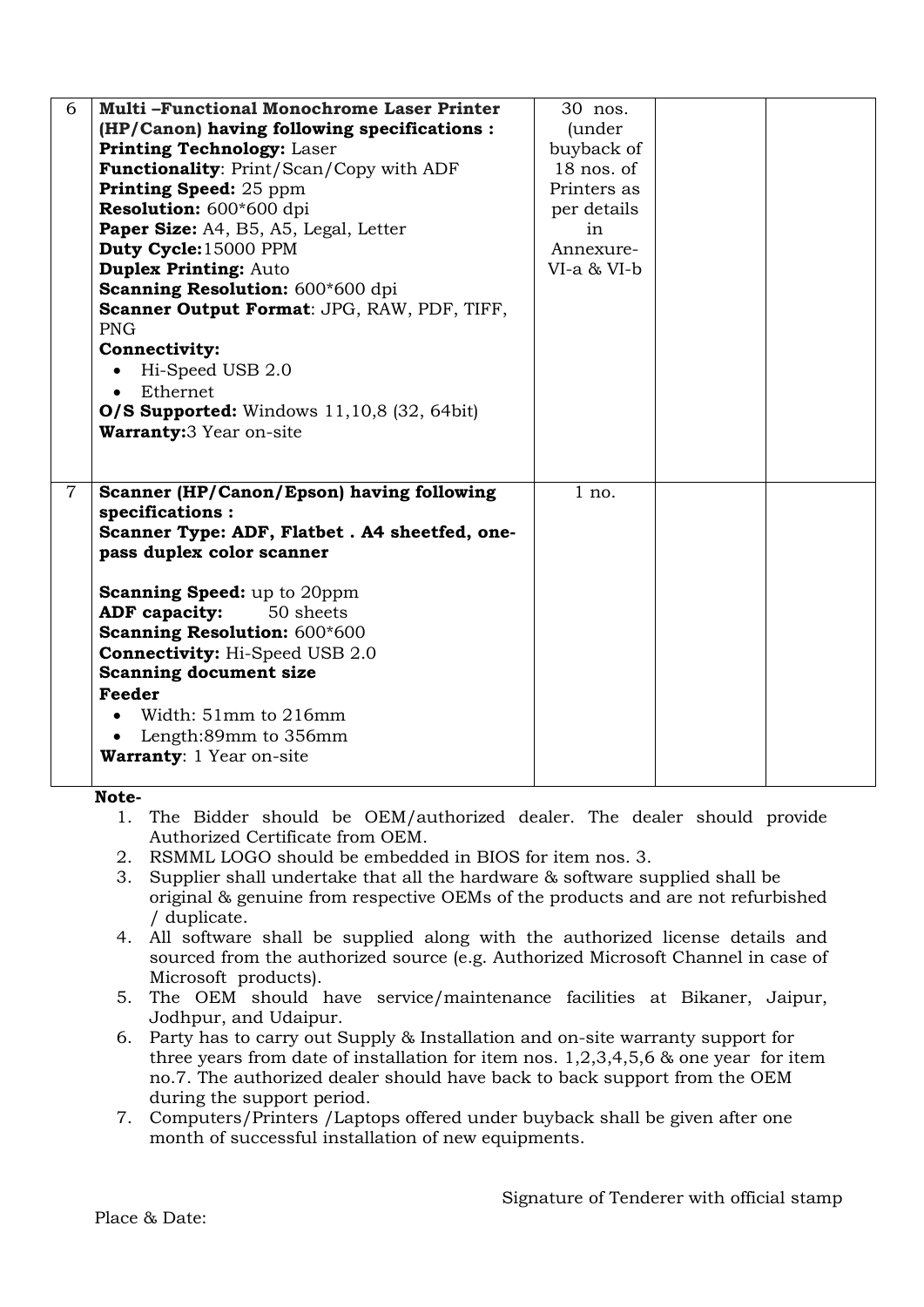| | | | | |
|---|---|---|---|---|
| 6 | **Multi –Functional Monochrome Laser Printer (HP/Canon) having following specifications :**<br>**Printing Technology:** Laser<br>**Functionality**: Print/Scan/Copy with ADF<br>**Printing Speed:** 25 ppm<br>**Resolution:** 600*600 dpi<br>**Paper Size:** A4, B5, A5, Legal, Letter<br>**Duty Cycle:**15000 PPM<br>**Duplex Printing:** Auto<br>**Scanning Resolution:** 600*600 dpi<br>**Scanner Output Format**: JPG, RAW, PDF, TIFF, PNG<br>**Connectivity:**<br>• Hi-Speed USB 2.0<br>• Ethernet<br>**O/S Supported:** Windows 11,10,8 (32, 64bit)<br>**Warranty:**3 Year on-site | 30 nos. (under buyback of 18 nos. of Printers as per details in Annexure-VI-a & VI-b | | |
| 7 | **Scanner (HP/Canon/Epson) having following specifications :**<br>**Scanner Type: ADF, Flatbet . A4 sheetfed, one-pass duplex color scanner**<br><br>**Scanning Speed:** up to 20ppm<br>**ADF capacity:** 50 sheets<br>**Scanning Resolution:** 600*600<br>**Connectivity:** Hi-Speed USB 2.0<br>**Scanning document size**<br>**Feeder**<br>• Width: 51mm to 216mm<br>• Length:89mm to 356mm<br>**Warranty**: 1 Year on-site | 1 no. | | |

**Note-**

1. The Bidder should be OEM/authorized dealer. The dealer should provide Authorized Certificate from OEM.
2. RSMML LOGO should be embedded in BIOS for item nos. 3.
3. Supplier shall undertake that all the hardware & software supplied shall be original & genuine from respective OEMs of the products and are not refurbished / duplicate.
4. All software shall be supplied along with the authorized license details and sourced from the authorized source (e.g. Authorized Microsoft Channel in case of Microsoft products).
5. The OEM should have service/maintenance facilities at Bikaner, Jaipur, Jodhpur, and Udaipur.
6. Party has to carry out Supply & Installation and on-site warranty support for three years from date of installation for item nos. 1,2,3,4,5,6 & one year for item no.7. The authorized dealer should have back to back support from the OEM during the support period.
7. Computers/Printers /Laptops offered under buyback shall be given after one month of successful installation of new equipments.

Signature of Tenderer with official stamp

Place & Date: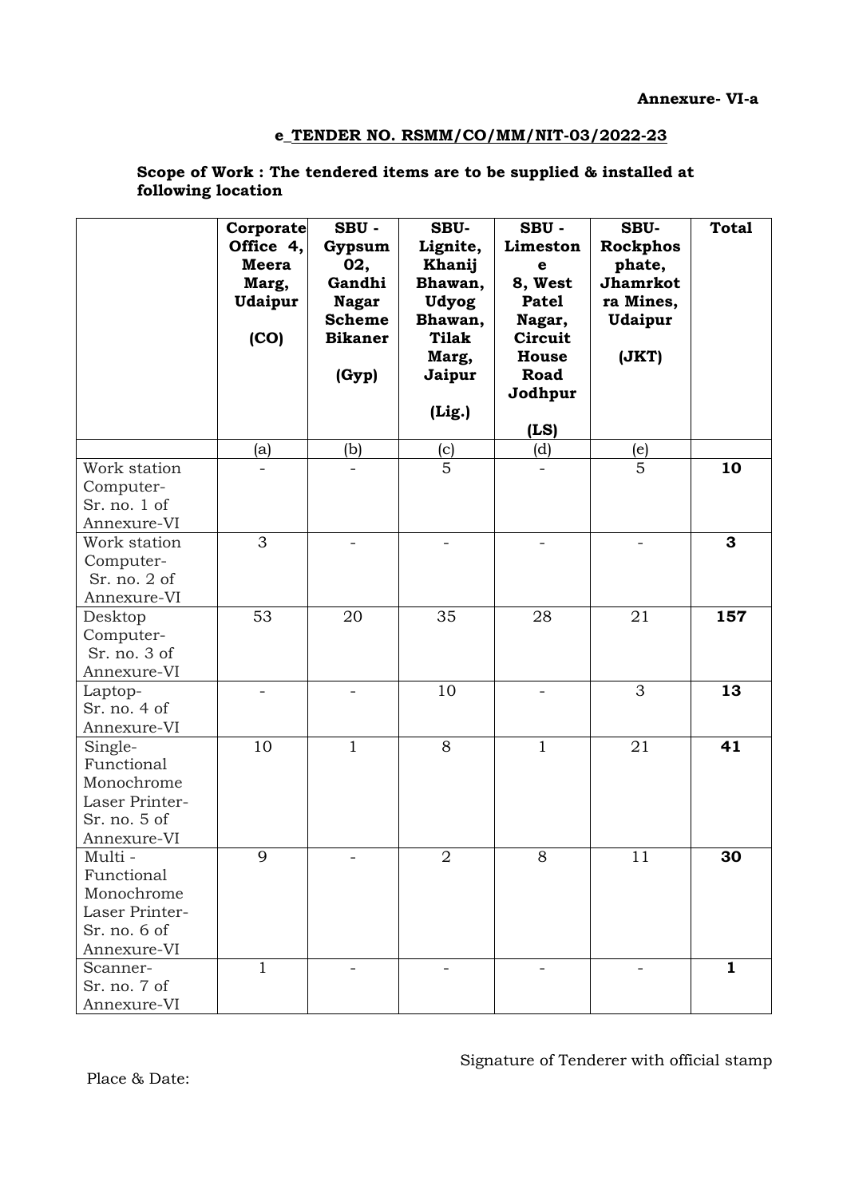**Annexure- VI-a**

**e_TENDER NO. RSMM/CO/MM/NIT-03/2022-23**

**Scope of Work : The tendered items are to be supplied & installed at following location**

| | **Corporate Office 4, Meera Marg, Udaipur (CO)** | **SBU - Gypsum 02, Gandhi Nagar Scheme Bikaner (Gyp)** | **SBU- Lignite, Khanij Bhawan, Udyog Bhawan, Tilak Marg, Jaipur (Lig.)** | **SBU - Limestone 8, West Patel Nagar, Circuit House Road Jodhpur (LS)** | **SBU- Rockphosphate, Jhamrkotra Mines, Udaipur (JKT)** | **Total** |
|---|---|---|---|---|---|---|
| | (a) | (b) | (c) | (d) | (e) | |
| Work station Computer- Sr. no. 1 of Annexure-VI | - | - | 5 | - | 5 | **10** |
| Work station Computer- Sr. no. 2 of Annexure-VI | 3 | - | - | - | - | **3** |
| Desktop Computer- Sr. no. 3 of Annexure-VI | 53 | 20 | 35 | 28 | 21 | **157** |
| Laptop- Sr. no. 4 of Annexure-VI | - | - | 10 | - | 3 | **13** |
| Single-Functional Monochrome Laser Printer- Sr. no. 5 of Annexure-VI | 10 | 1 | 8 | 1 | 21 | **41** |
| Multi - Functional Monochrome Laser Printer- Sr. no. 6 of Annexure-VI | 9 | - | 2 | 8 | 11 | **30** |
| Scanner- Sr. no. 7 of Annexure-VI | 1 | - | - | - | - | **1** |

Signature of Tenderer with official stamp

Place & Date: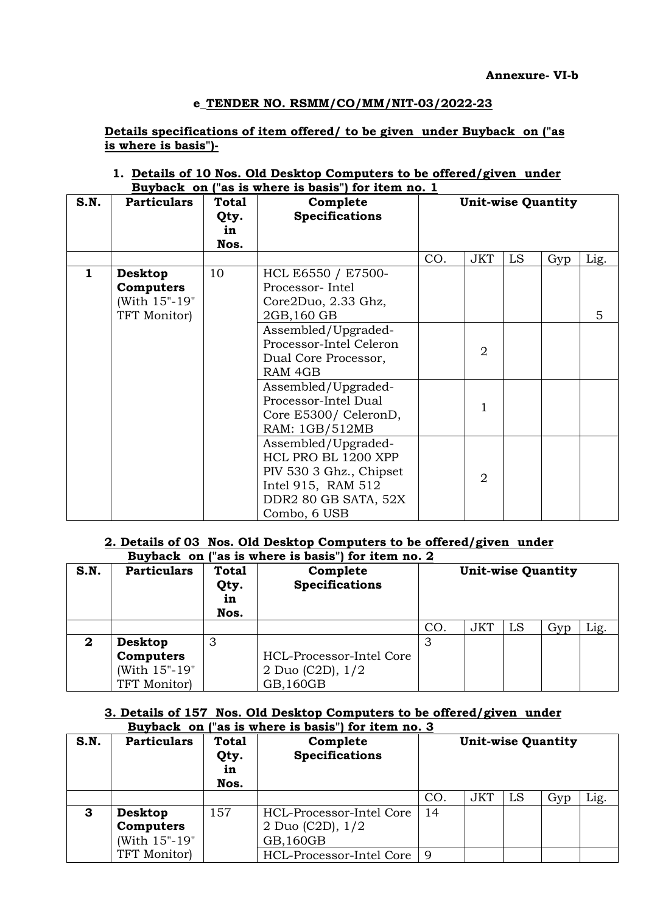**Annexure- VI-b**

**e_TENDER NO. RSMM/CO/MM/NIT-03/2022-23**

**Details specifications of item offered/ to be given under Buyback on ("as is where is basis")-**

**1. Details of 10 Nos. Old Desktop Computers to be offered/given under Buyback on ("as is where is basis") for item no. 1**

| S.N. | Particulars | Total Qty. in Nos. | Complete Specifications | Unit-wise Quantity | | | | |
|---|---|---|---|---|---|---|---|---|
| | | | | CO. | JKT | LS | Gyp | Lig. |
| **1** | **Desktop Computers** (With 15"-19" TFT Monitor) | 10 | HCL E6550 / E7500- Processor- Intel Core2Duo, 2.33 Ghz, 2GB,160 GB | | | | | 5 |
| | | | Assembled/Upgraded- Processor-Intel Celeron Dual Core Processor, RAM 4GB | | 2 | | | |
| | | | Assembled/Upgraded- Processor-Intel Dual Core E5300/ CeleronD, RAM: 1GB/512MB | | 1 | | | |
| | | | Assembled/Upgraded- HCL PRO BL 1200 XPP PIV 530 3 Ghz., Chipset Intel 915, RAM 512 DDR2 80 GB SATA, 52X Combo, 6 USB | | 2 | | | |

**2. Details of 03 Nos. Old Desktop Computers to be offered/given under Buyback on ("as is where is basis") for item no. 2**

| S.N. | Particulars | Total Qty. in Nos. | Complete Specifications | Unit-wise Quantity | | | | |
|---|---|---|---|---|---|---|---|---|
| | | | | CO. | JKT | LS | Gyp | Lig. |
| **2** | **Desktop Computers** (With 15"-19" TFT Monitor) | 3 | HCL-Processor-Intel Core 2 Duo (C2D), 1/2 GB,160GB | 3 | | | | |

**3. Details of 157 Nos. Old Desktop Computers to be offered/given under Buyback on ("as is where is basis") for item no. 3**

| S.N. | Particulars | Total Qty. in Nos. | Complete Specifications | Unit-wise Quantity | | | | |
|---|---|---|---|---|---|---|---|---|
| | | | | CO. | JKT | LS | Gyp | Lig. |
| **3** | **Desktop Computers** (With 15"-19" TFT Monitor) | 157 | HCL-Processor-Intel Core 2 Duo (C2D), 1/2 GB,160GB | 14 | | | | |
| | | | HCL-Processor-Intel Core | 9 | | | | |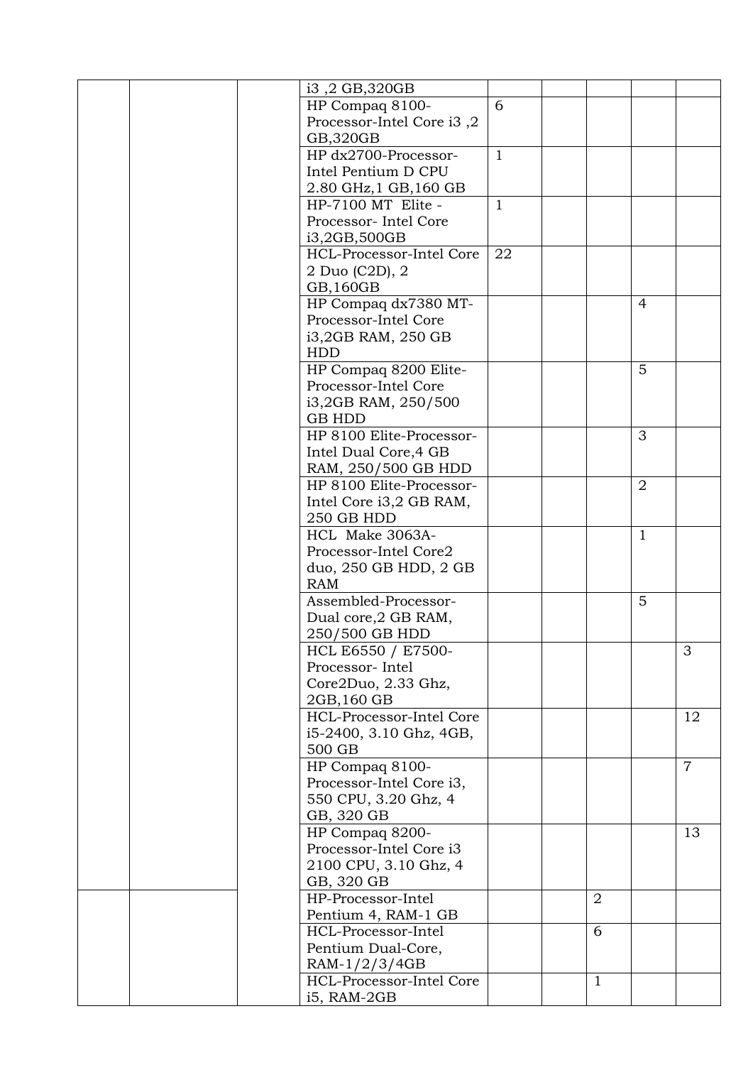| | | | | | | | | |
|---|---|---|---|---|---|---|---|---|
| | | | i3 ,2 GB,320GB | | | | | |
| | | | HP Compaq 8100-Processor-Intel Core i3 ,2 GB,320GB | 6 | | | | |
| | | | HP dx2700-Processor-Intel Pentium D CPU 2.80 GHz,1 GB,160 GB | 1 | | | | |
| | | | HP-7100 MT Elite - Processor- Intel Core i3,2GB,500GB | 1 | | | | |
| | | | HCL-Processor-Intel Core 2 Duo (C2D), 2 GB,160GB | 22 | | | | |
| | | | HP Compaq dx7380 MT-Processor-Intel Core i3,2GB RAM, 250 GB HDD | | | | 4 | |
| | | | HP Compaq 8200 Elite-Processor-Intel Core i3,2GB RAM, 250/500 GB HDD | | | | 5 | |
| | | | HP 8100 Elite-Processor-Intel Dual Core,4 GB RAM, 250/500 GB HDD | | | | 3 | |
| | | | HP 8100 Elite-Processor-Intel Core i3,2 GB RAM, 250 GB HDD | | | | 2 | |
| | | | HCL Make 3063A-Processor-Intel Core2 duo, 250 GB HDD, 2 GB RAM | | | | 1 | |
| | | | Assembled-Processor-Dual core,2 GB RAM, 250/500 GB HDD | | | | 5 | |
| | | | HCL E6550 / E7500-Processor- Intel Core2Duo, 2.33 Ghz, 2GB,160 GB | | | | | 3 |
| | | | HCL-Processor-Intel Core i5-2400, 3.10 Ghz, 4GB, 500 GB | | | | | 12 |
| | | | HP Compaq 8100-Processor-Intel Core i3, 550 CPU, 3.20 Ghz, 4 GB, 320 GB | | | | | 7 |
| | | | HP Compaq 8200-Processor-Intel Core i3 2100 CPU, 3.10 Ghz, 4 GB, 320 GB | | | | | 13 |
| | | | HP-Processor-Intel Pentium 4, RAM-1 GB | | | 2 | | |
| | | | HCL-Processor-Intel Pentium Dual-Core, RAM-1/2/3/4GB | | | 6 | | |
| | | | HCL-Processor-Intel Core i5, RAM-2GB | | | 1 | | |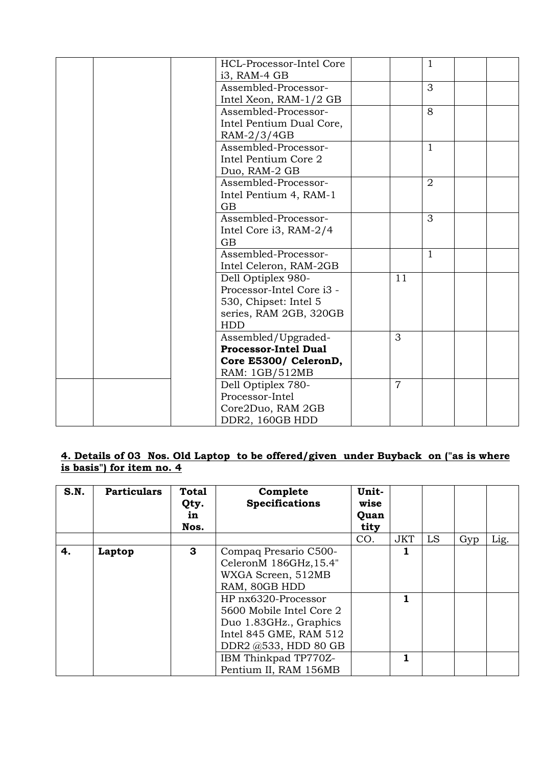| | | | | | | | | |
|---|---|---|---|---|---|---|---|---|
| | | | HCL-Processor-Intel Core i3, RAM-4 GB | | | 1 | | |
| | | | Assembled-Processor-Intel Xeon, RAM-1/2 GB | | | 3 | | |
| | | | Assembled-Processor-Intel Pentium Dual Core, RAM-2/3/4GB | | | 8 | | |
| | | | Assembled-Processor-Intel Pentium Core 2 Duo, RAM-2 GB | | | 1 | | |
| | | | Assembled-Processor-Intel Pentium 4, RAM-1 GB | | | 2 | | |
| | | | Assembled-Processor-Intel Core i3, RAM-2/4 GB | | | 3 | | |
| | | | Assembled-Processor-Intel Celeron, RAM-2GB | | | 1 | | |
| | | | Dell Optiplex 980-Processor-Intel Core i3 -530, Chipset: Intel 5 series, RAM 2GB, 320GB HDD | | 11 | | | |
| | | | Assembled/Upgraded-**Processor-Intel Dual Core E5300/ CeleronD,** RAM: 1GB/512MB | | 3 | | | |
| | | | Dell Optiplex 780-Processor-Intel Core2Duo, RAM 2GB DDR2, 160GB HDD | | 7 | | | |

**4. Details of 03 Nos. Old Laptop to be offered/given under Buyback on ("as is where is basis") for item no. 4**

| S.N. | Particulars | Total Qty. in Nos. | Complete Specifications | Unit-wise Quantity | | | | |
|---|---|---|---|---|---|---|---|---|
| | | | | CO. | JKT | LS | Gyp | Lig. |
| **4.** | **Laptop** | **3** | Compaq Presario C500-CeleronM 186GHz,15.4" WXGA Screen, 512MB RAM, 80GB HDD | | **1** | | | |
| | | | HP nx6320-Processor 5600 Mobile Intel Core 2 Duo 1.83GHz., Graphics Intel 845 GME, RAM 512 DDR2 @533, HDD 80 GB | | **1** | | | |
| | | | IBM Thinkpad TP770Z-Pentium II, RAM 156MB | | **1** | | | |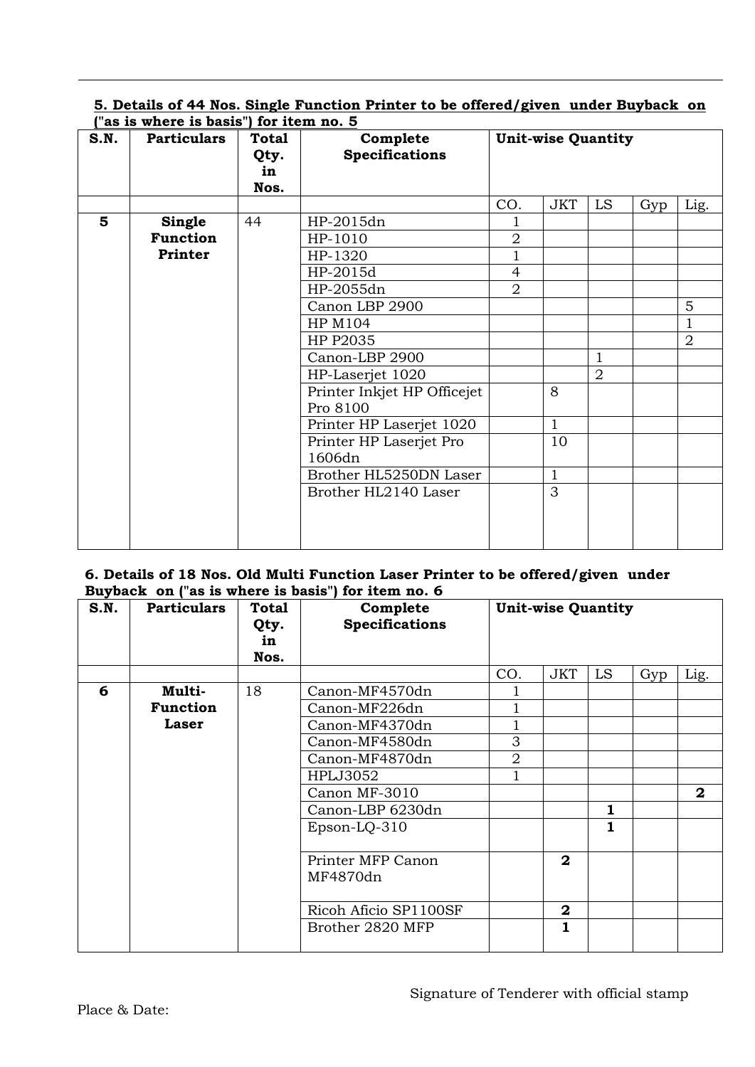**5. Details of 44 Nos. Single Function Printer to be offered/given under Buyback on ("as is where is basis") for item no. 5**

| S.N. | Particulars | Total Qty. in Nos. | Complete Specifications | Unit-wise Quantity | | | | |
|---|---|---|---|---|---|---|---|---|
| | | | | CO. | JKT | LS | Gyp | Lig. |
| **5** | **Single Function Printer** | 44 | HP-2015dn | 1 | | | | |
| | | | HP-1010 | 2 | | | | |
| | | | HP-1320 | 1 | | | | |
| | | | HP-2015d | 4 | | | | |
| | | | HP-2055dn | 2 | | | | |
| | | | Canon LBP 2900 | | | | | 5 |
| | | | HP M104 | | | | | 1 |
| | | | HP P2035 | | | | | 2 |
| | | | Canon-LBP 2900 | | | 1 | | |
| | | | HP-Laserjet 1020 | | | 2 | | |
| | | | Printer Inkjet HP Officejet Pro 8100 | | 8 | | | |
| | | | Printer HP Laserjet 1020 | | 1 | | | |
| | | | Printer HP Laserjet Pro 1606dn | | 10 | | | |
| | | | Brother HL5250DN Laser | | 1 | | | |
| | | | Brother HL2140 Laser | | 3 | | | |

**6. Details of 18 Nos. Old Multi Function Laser Printer to be offered/given under Buyback on ("as is where is basis") for item no. 6**

| S.N. | Particulars | Total Qty. in Nos. | Complete Specifications | Unit-wise Quantity | | | | |
|---|---|---|---|---|---|---|---|---|
| | | | | CO. | JKT | LS | Gyp | Lig. |
| **6** | **Multi-Function Laser** | 18 | Canon-MF4570dn | 1 | | | | |
| | | | Canon-MF226dn | 1 | | | | |
| | | | Canon-MF4370dn | 1 | | | | |
| | | | Canon-MF4580dn | 3 | | | | |
| | | | Canon-MF4870dn | 2 | | | | |
| | | | HPLJ3052 | 1 | | | | |
| | | | Canon MF-3010 | | | | | **2** |
| | | | Canon-LBP 6230dn | | | **1** | | |
| | | | Epson-LQ-310 | | | **1** | | |
| | | | Printer MFP Canon MF4870dn | | **2** | | | |
| | | | Ricoh Aficio SP1100SF | | **2** | | | |
| | | | Brother 2820 MFP | | **1** | | | |

Signature of Tenderer with official stamp

Place & Date: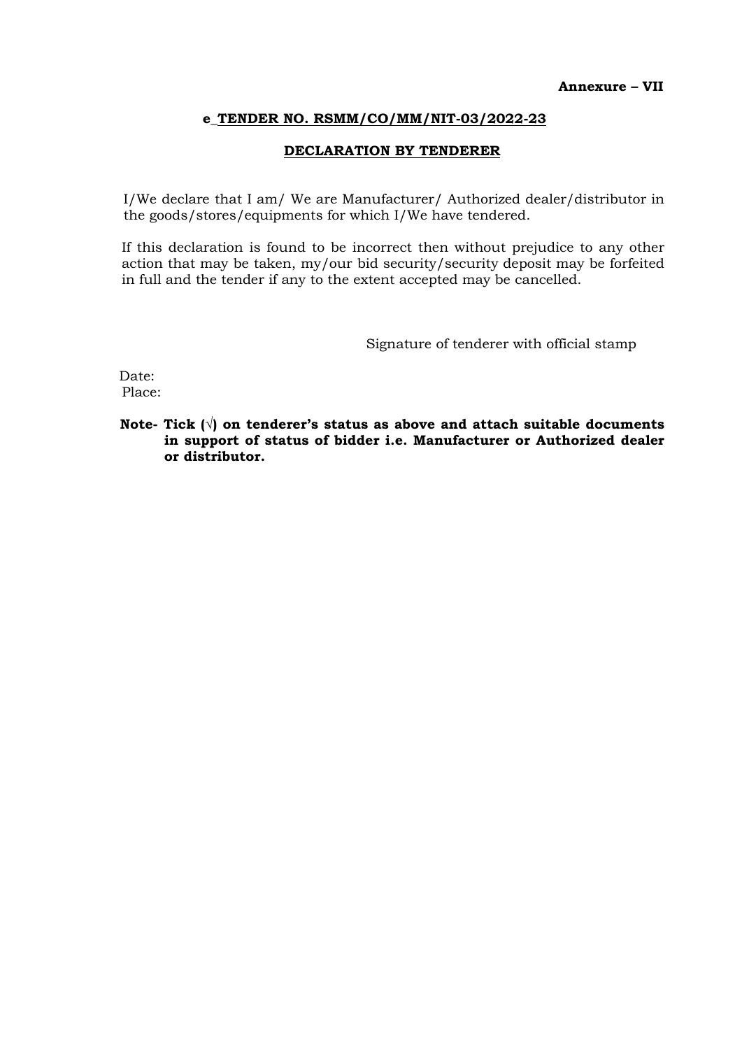**Annexure – VII**

**e_TENDER NO. RSMM/CO/MM/NIT-03/2022-23**

**DECLARATION BY TENDERER**

I/We declare that I am/ We are Manufacturer/ Authorized dealer/distributor in the goods/stores/equipments for which I/We have tendered.

If this declaration is found to be incorrect then without prejudice to any other action that may be taken, my/our bid security/security deposit may be forfeited in full and the tender if any to the extent accepted may be cancelled.

Signature of tenderer with official stamp

Date:
Place:

**Note- Tick (√) on tenderer's status as above and attach suitable documents in support of status of bidder i.e. Manufacturer or Authorized dealer or distributor.**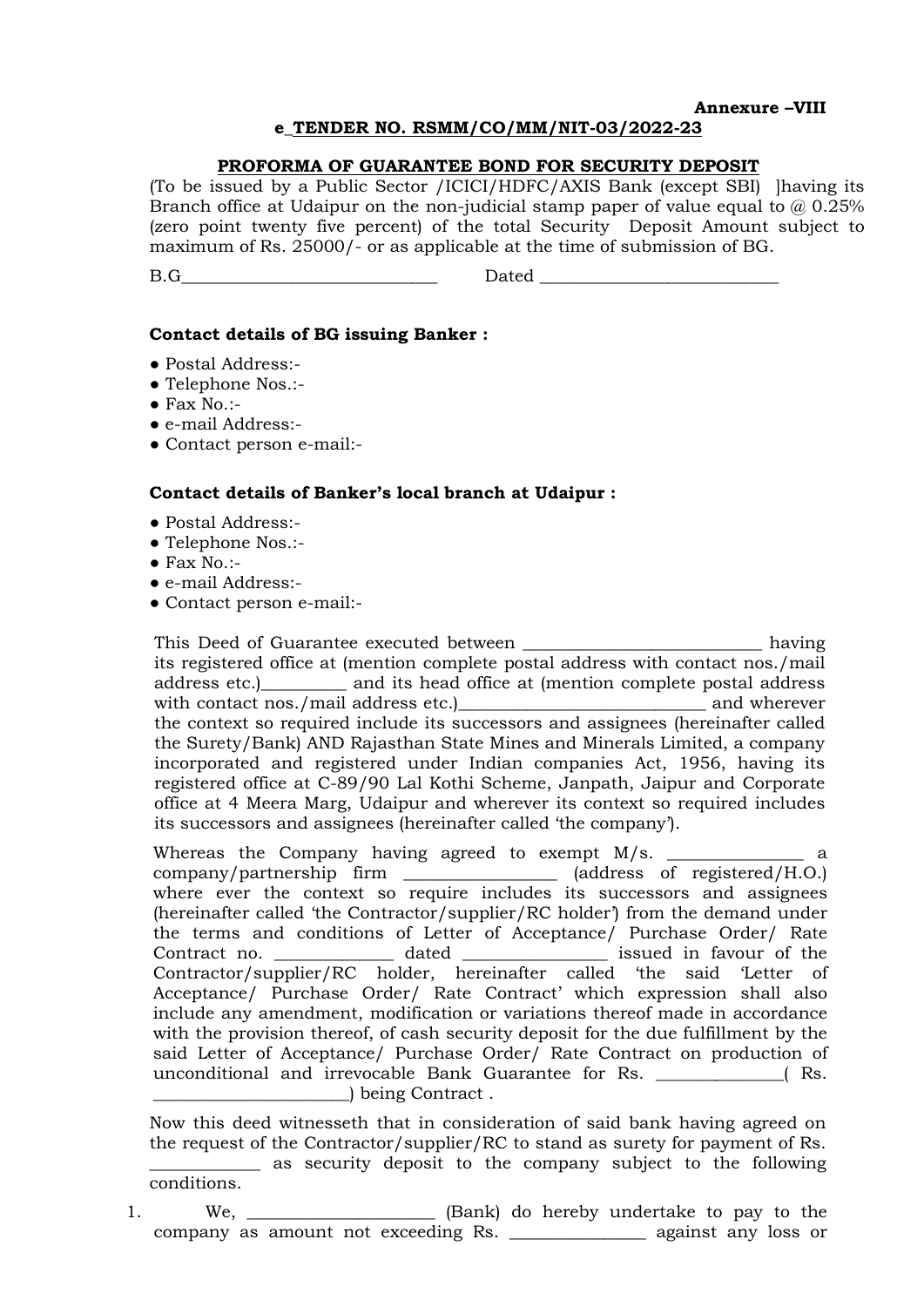**Annexure –VIII**

**e_TENDER NO. RSMM/CO/MM/NIT-03/2022-23**

**PROFORMA OF GUARANTEE BOND FOR SECURITY DEPOSIT**

(To be issued by a Public Sector /ICICI/HDFC/AXIS Bank (except SBI) ]having its Branch office at Udaipur on the non-judicial stamp paper of value equal to @ 0.25% (zero point twenty five percent) of the total Security Deposit Amount subject to maximum of Rs. 25000/- or as applicable at the time of submission of BG.

B.G______________________________ Dated ____________________________

**Contact details of BG issuing Banker :**

- Postal Address:-
- Telephone Nos.:-
- Fax No.:-
- e-mail Address:-
- Contact person e-mail:-

**Contact details of Banker's local branch at Udaipur :**

- Postal Address:-
- Telephone Nos.:-
- Fax No.:-
- e-mail Address:-
- Contact person e-mail:-

This Deed of Guarantee executed between ____________________________ having its registered office at (mention complete postal address with contact nos./mail address etc.)__________ and its head office at (mention complete postal address with contact nos./mail address etc.)_____________________________ and wherever the context so required include its successors and assignees (hereinafter called the Surety/Bank) AND Rajasthan State Mines and Minerals Limited, a company incorporated and registered under Indian companies Act, 1956, having its registered office at C-89/90 Lal Kothi Scheme, Janpath, Jaipur and Corporate office at 4 Meera Marg, Udaipur and wherever its context so required includes its successors and assignees (hereinafter called 'the company').

Whereas the Company having agreed to exempt M/s. ________________ a company/partnership firm __________________ (address of registered/H.O.) where ever the context so require includes its successors and assignees (hereinafter called 'the Contractor/supplier/RC holder') from the demand under the terms and conditions of Letter of Acceptance/ Purchase Order/ Rate Contract no. ______________ dated _________________ issued in favour of the Contractor/supplier/RC holder, hereinafter called 'the said 'Letter of Acceptance/ Purchase Order/ Rate Contract' which expression shall also include any amendment, modification or variations thereof made in accordance with the provision thereof, of cash security deposit for the due fulfillment by the said Letter of Acceptance/ Purchase Order/ Rate Contract on production of unconditional and irrevocable Bank Guarantee for Rs. _______________( Rs. _______________________) being Contract .

Now this deed witnesseth that in consideration of said bank having agreed on the request of the Contractor/supplier/RC to stand as surety for payment of Rs. _____________ as security deposit to the company subject to the following conditions.

1. We, ______________________ (Bank) do hereby undertake to pay to the company as amount not exceeding Rs. ________________ against any loss or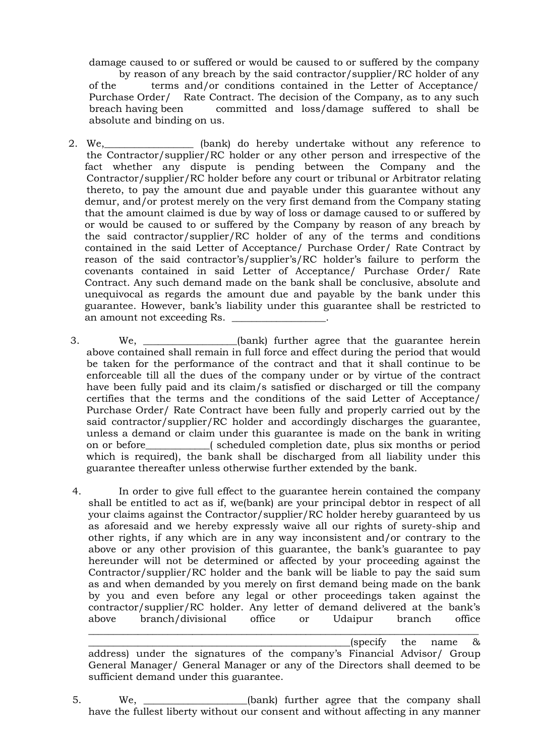damage caused to or suffered or would be caused to or suffered by the company by reason of any breach by the said contractor/supplier/RC holder of any of the terms and/or conditions contained in the Letter of Acceptance/ Purchase Order/ Rate Contract. The decision of the Company, as to any such breach having been committed and loss/damage suffered to shall be absolute and binding on us.

2. We,_________________ (bank) do hereby undertake without any reference to the Contractor/supplier/RC holder or any other person and irrespective of the fact whether any dispute is pending between the Company and the Contractor/supplier/RC holder before any court or tribunal or Arbitrator relating thereto, to pay the amount due and payable under this guarantee without any demur, and/or protest merely on the very first demand from the Company stating that the amount claimed is due by way of loss or damage caused to or suffered by or would be caused to or suffered by the Company by reason of any breach by the said contractor/supplier/RC holder of any of the terms and conditions contained in the said Letter of Acceptance/ Purchase Order/ Rate Contract by reason of the said contractor's/supplier's/RC holder's failure to perform the covenants contained in said Letter of Acceptance/ Purchase Order/ Rate Contract. Any such demand made on the bank shall be conclusive, absolute and unequivocal as regards the amount due and payable by the bank under this guarantee. However, bank's liability under this guarantee shall be restricted to an amount not exceeding Rs. __________________.

3. We, __________________(bank) further agree that the guarantee herein above contained shall remain in full force and effect during the period that would be taken for the performance of the contract and that it shall continue to be enforceable till all the dues of the company under or by virtue of the contract have been fully paid and its claim/s satisfied or discharged or till the company certifies that the terms and the conditions of the said Letter of Acceptance/ Purchase Order/ Rate Contract have been fully and properly carried out by the said contractor/supplier/RC holder and accordingly discharges the guarantee, unless a demand or claim under this guarantee is made on the bank in writing on or before____________( scheduled completion date, plus six months or period which is required), the bank shall be discharged from all liability under this guarantee thereafter unless otherwise further extended by the bank.

4. In order to give full effect to the guarantee herein contained the company shall be entitled to act as if, we(bank) are your principal debtor in respect of all your claims against the Contractor/supplier/RC holder hereby guaranteed by us as aforesaid and we hereby expressly waive all our rights of surety-ship and other rights, if any which are in any way inconsistent and/or contrary to the above or any other provision of this guarantee, the bank's guarantee to pay hereunder will not be determined or affected by your proceeding against the Contractor/supplier/RC holder and the bank will be liable to pay the said sum as and when demanded by you merely on first demand being made on the bank by you and even before any legal or other proceedings taken against the contractor/supplier/RC holder. Any letter of demand delivered at the bank's above branch/divisional office or Udaipur branch office ________________________________________________________________________________ ____________________________________________________(specify the name & address) under the signatures of the company's Financial Advisor/ Group General Manager/ General Manager or any of the Directors shall deemed to be sufficient demand under this guarantee.

5. We, ____________________(bank) further agree that the company shall have the fullest liberty without our consent and without affecting in any manner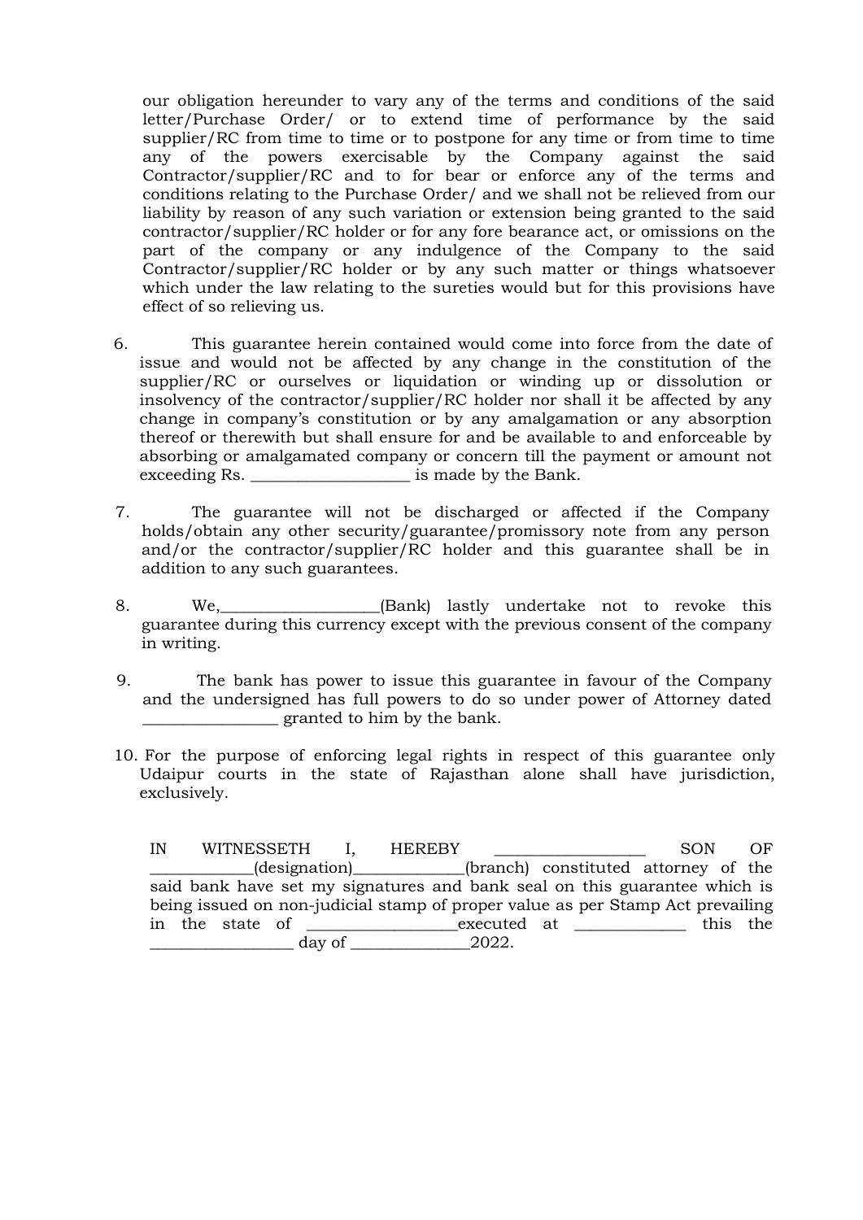our obligation hereunder to vary any of the terms and conditions of the said letter/Purchase Order/ or to extend time of performance by the said supplier/RC from time to time or to postpone for any time or from time to time any of the powers exercisable by the Company against the said Contractor/supplier/RC and to for bear or enforce any of the terms and conditions relating to the Purchase Order/ and we shall not be relieved from our liability by reason of any such variation or extension being granted to the said contractor/supplier/RC holder or for any fore bearance act, or omissions on the part of the company or any indulgence of the Company to the said Contractor/supplier/RC holder or by any such matter or things whatsoever which under the law relating to the sureties would but for this provisions have effect of so relieving us.

6. This guarantee herein contained would come into force from the date of issue and would not be affected by any change in the constitution of the supplier/RC or ourselves or liquidation or winding up or dissolution or insolvency of the contractor/supplier/RC holder nor shall it be affected by any change in company's constitution or by any amalgamation or any absorption thereof or therewith but shall ensure for and be available to and enforceable by absorbing or amalgamated company or concern till the payment or amount not exceeding Rs. ____________________ is made by the Bank.

7. The guarantee will not be discharged or affected if the Company holds/obtain any other security/guarantee/promissory note from any person and/or the contractor/supplier/RC holder and this guarantee shall be in addition to any such guarantees.

8. We,___________________(Bank) lastly undertake not to revoke this guarantee during this currency except with the previous consent of the company in writing.

9. The bank has power to issue this guarantee in favour of the Company and the undersigned has full powers to do so under power of Attorney dated ________________ granted to him by the bank.

10. For the purpose of enforcing legal rights in respect of this guarantee only Udaipur courts in the state of Rajasthan alone shall have jurisdiction, exclusively.

IN WITNESSETH I, HEREBY ___________________ SON OF _____________(designation)______________(branch) constituted attorney of the said bank have set my signatures and bank seal on this guarantee which is being issued on non-judicial stamp of proper value as per Stamp Act prevailing in the state of ___________________executed at ______________ this the __________________ day of _______________2022.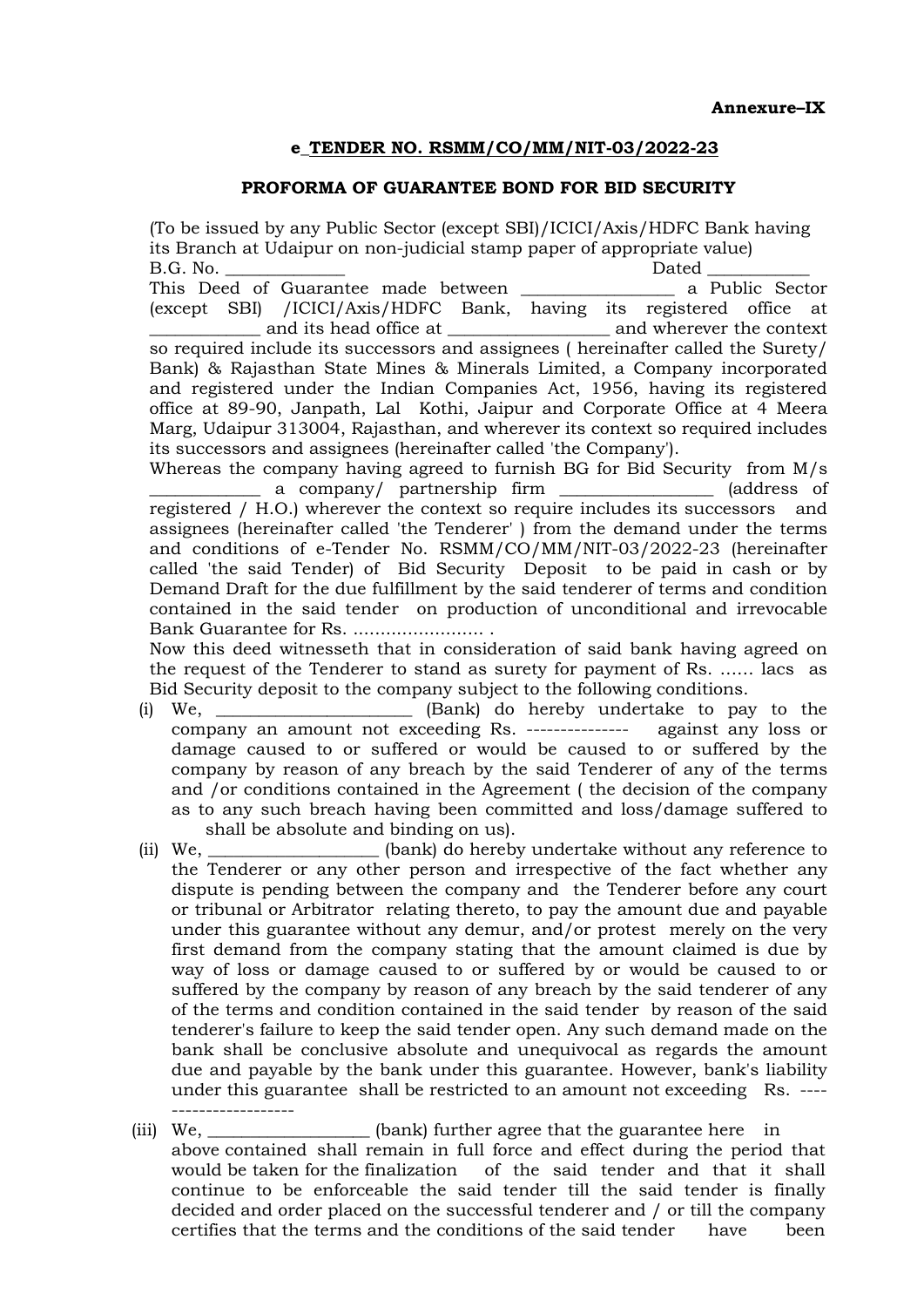**Annexure–IX**

**e_TENDER NO. RSMM/CO/MM/NIT-03/2022-23**

**PROFORMA OF GUARANTEE BOND FOR BID SECURITY**

(To be issued by any Public Sector (except SBI)/ICICI/Axis/HDFC Bank having its Branch at Udaipur on non-judicial stamp paper of appropriate value)

B.G. No. _____________ Dated ___________

This Deed of Guarantee made between _________________ a Public Sector (except SBI) /ICICI/Axis/HDFC Bank, having its registered office at ____________ and its head office at __________________ and wherever the context so required include its successors and assignees ( hereinafter called the Surety/ Bank) & Rajasthan State Mines & Minerals Limited, a Company incorporated and registered under the Indian Companies Act, 1956, having its registered office at 89-90, Janpath, Lal Kothi, Jaipur and Corporate Office at 4 Meera Marg, Udaipur 313004, Rajasthan, and wherever its context so required includes its successors and assignees (hereinafter called 'the Company').

Whereas the company having agreed to furnish BG for Bid Security from M/s ____________ a company/ partnership firm ________________ (address of registered / H.O.) wherever the context so require includes its successors and assignees (hereinafter called 'the Tenderer' ) from the demand under the terms and conditions of e-Tender No. RSMM/CO/MM/NIT-03/2022-23 (hereinafter called 'the said Tender) of Bid Security Deposit to be paid in cash or by Demand Draft for the due fulfillment by the said tenderer of terms and condition contained in the said tender on production of unconditional and irrevocable Bank Guarantee for Rs. ........................ .

Now this deed witnesseth that in consideration of said bank having agreed on the request of the Tenderer to stand as surety for payment of Rs. ...... lacs as Bid Security deposit to the company subject to the following conditions.

(i) We, ______________________ (Bank) do hereby undertake to pay to the company an amount not exceeding Rs. --------------- against any loss or damage caused to or suffered or would be caused to or suffered by the company by reason of any breach by the said Tenderer of any of the terms and /or conditions contained in the Agreement ( the decision of the company as to any such breach having been committed and loss/damage suffered to shall be absolute and binding on us).

(ii) We, ___________________ (bank) do hereby undertake without any reference to the Tenderer or any other person and irrespective of the fact whether any dispute is pending between the company and the Tenderer before any court or tribunal or Arbitrator relating thereto, to pay the amount due and payable under this guarantee without any demur, and/or protest merely on the very first demand from the company stating that the amount claimed is due by way of loss or damage caused to or suffered by or would be caused to or suffered by the company by reason of any breach by the said tenderer of any of the terms and condition contained in the said tender by reason of the said tenderer's failure to keep the said tender open. Any such demand made on the bank shall be conclusive absolute and unequivocal as regards the amount due and payable by the bank under this guarantee. However, bank's liability under this guarantee shall be restricted to an amount not exceeding Rs. ----------------------

(iii) We, __________________ (bank) further agree that the guarantee here in above contained shall remain in full force and effect during the period that would be taken for the finalization of the said tender and that it shall continue to be enforceable the said tender till the said tender is finally decided and order placed on the successful tenderer and / or till the company certifies that the terms and the conditions of the said tender have been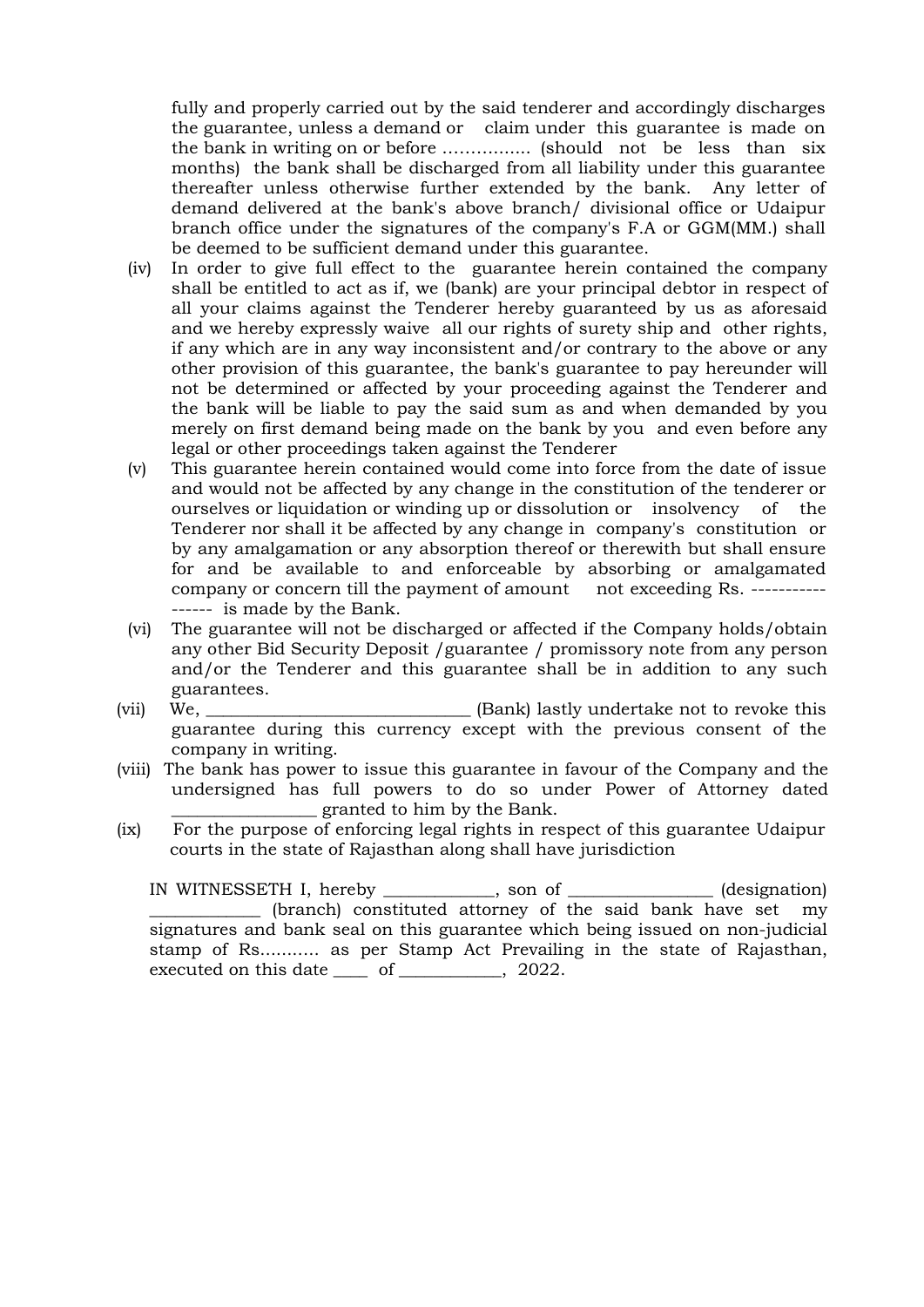fully and properly carried out by the said tenderer and accordingly discharges the guarantee, unless a demand or claim under this guarantee is made on the bank in writing on or before ……………. (should not be less than six months) the bank shall be discharged from all liability under this guarantee thereafter unless otherwise further extended by the bank. Any letter of demand delivered at the bank's above branch/ divisional office or Udaipur branch office under the signatures of the company's F.A or GGM(MM.) shall be deemed to be sufficient demand under this guarantee.

(iv) In order to give full effect to the guarantee herein contained the company shall be entitled to act as if, we (bank) are your principal debtor in respect of all your claims against the Tenderer hereby guaranteed by us as aforesaid and we hereby expressly waive all our rights of surety ship and other rights, if any which are in any way inconsistent and/or contrary to the above or any other provision of this guarantee, the bank's guarantee to pay hereunder will not be determined or affected by your proceeding against the Tenderer and the bank will be liable to pay the said sum as and when demanded by you merely on first demand being made on the bank by you and even before any legal or other proceedings taken against the Tenderer

(v) This guarantee herein contained would come into force from the date of issue and would not be affected by any change in the constitution of the tenderer or ourselves or liquidation or winding up or dissolution or insolvency of the Tenderer nor shall it be affected by any change in company's constitution or by any amalgamation or any absorption thereof or therewith but shall ensure for and be available to and enforceable by absorbing or amalgamated company or concern till the payment of amount not exceeding Rs. ----------------- is made by the Bank.

(vi) The guarantee will not be discharged or affected if the Company holds/obtain any other Bid Security Deposit /guarantee / promissory note from any person and/or the Tenderer and this guarantee shall be in addition to any such guarantees.

(vii) We, ______________________________ (Bank) lastly undertake not to revoke this guarantee during this currency except with the previous consent of the company in writing.

(viii) The bank has power to issue this guarantee in favour of the Company and the undersigned has full powers to do so under Power of Attorney dated ________________ granted to him by the Bank.

(ix) For the purpose of enforcing legal rights in respect of this guarantee Udaipur courts in the state of Rajasthan along shall have jurisdiction

IN WITNESSETH I, hereby ____________, son of ________________ (designation) ____________ (branch) constituted attorney of the said bank have set my signatures and bank seal on this guarantee which being issued on non-judicial stamp of Rs........... as per Stamp Act Prevailing in the state of Rajasthan, executed on this date ____ of ___________, 2022.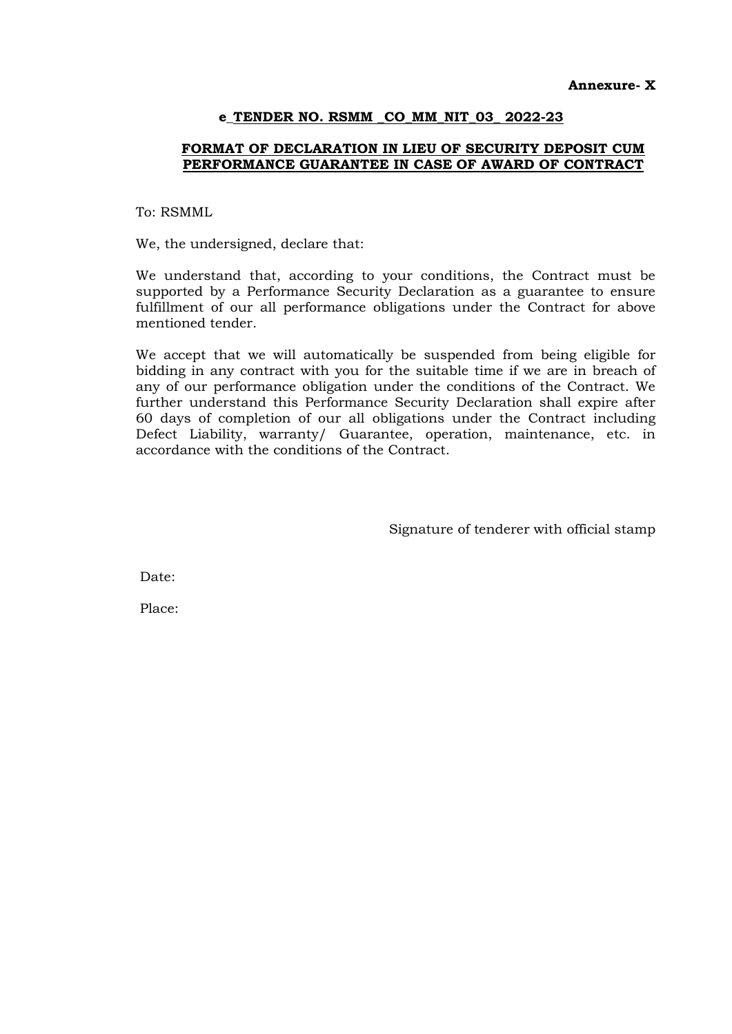**Annexure- X**

**e_TENDER NO. RSMM _CO_MM_NIT_03_ 2022-23**

**FORMAT OF DECLARATION IN LIEU OF SECURITY DEPOSIT CUM PERFORMANCE GUARANTEE IN CASE OF AWARD OF CONTRACT**

To: RSMML

We, the undersigned, declare that:

We understand that, according to your conditions, the Contract must be supported by a Performance Security Declaration as a guarantee to ensure fulfillment of our all performance obligations under the Contract for above mentioned tender.

We accept that we will automatically be suspended from being eligible for bidding in any contract with you for the suitable time if we are in breach of any of our performance obligation under the conditions of the Contract. We further understand this Performance Security Declaration shall expire after 60 days of completion of our all obligations under the Contract including Defect Liability, warranty/ Guarantee, operation, maintenance, etc. in accordance with the conditions of the Contract.

Signature of tenderer with official stamp

Date:

Place: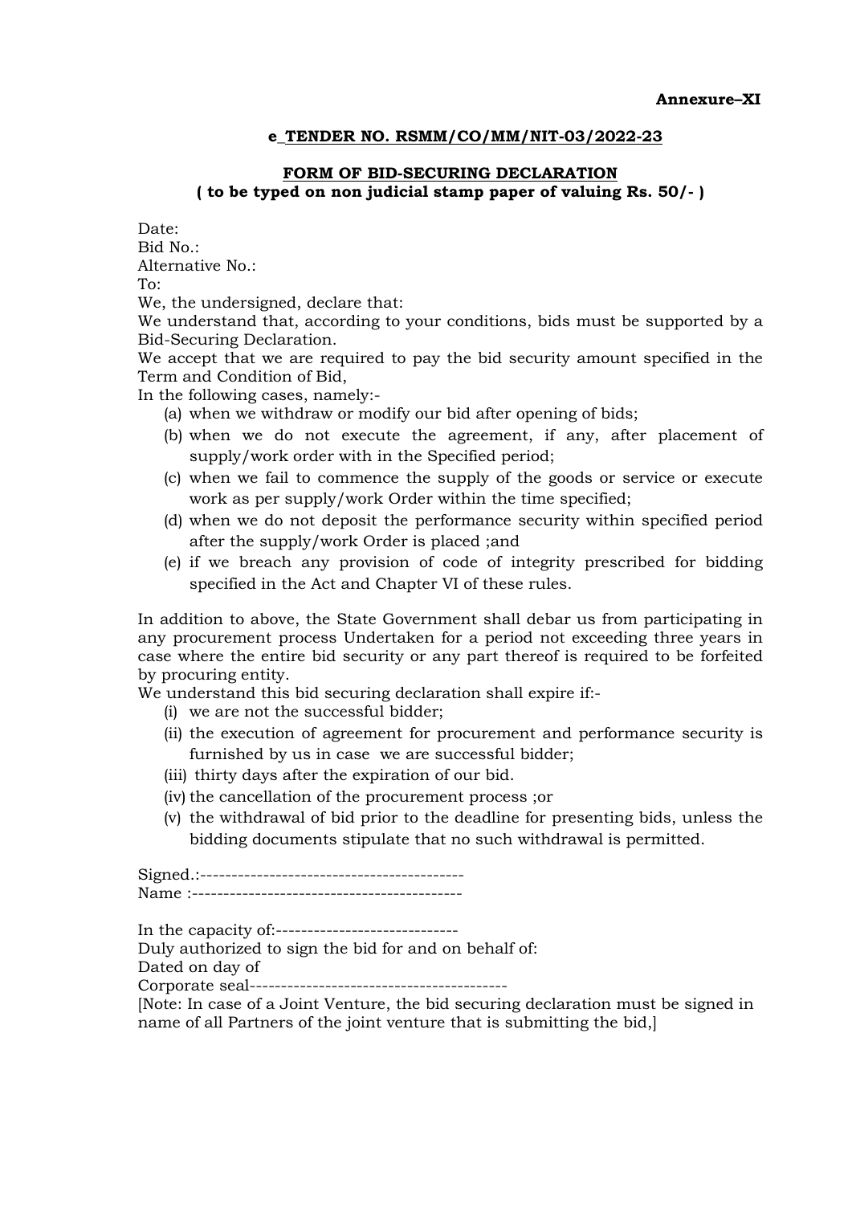**Annexure–XI**

**e_TENDER NO. RSMM/CO/MM/NIT-03/2022-23**

**FORM OF BID-SECURING DECLARATION**
**( to be typed on non judicial stamp paper of valuing Rs. 50/- )**

Date:
Bid No.:
Alternative No.:
To:
We, the undersigned, declare that:
We understand that, according to your conditions, bids must be supported by a Bid-Securing Declaration.
We accept that we are required to pay the bid security amount specified in the Term and Condition of Bid,
In the following cases, namely:-

(a) when we withdraw or modify our bid after opening of bids;
(b) when we do not execute the agreement, if any, after placement of supply/work order with in the Specified period;
(c) when we fail to commence the supply of the goods or service or execute work as per supply/work Order within the time specified;
(d) when we do not deposit the performance security within specified period after the supply/work Order is placed ;and
(e) if we breach any provision of code of integrity prescribed for bidding specified in the Act and Chapter VI of these rules.

In addition to above, the State Government shall debar us from participating in any procurement process Undertaken for a period not exceeding three years in case where the entire bid security or any part thereof is required to be forfeited by procuring entity.
We understand this bid securing declaration shall expire if:-

(i) we are not the successful bidder;
(ii) the execution of agreement for procurement and performance security is furnished by us in case we are successful bidder;
(iii) thirty days after the expiration of our bid.
(iv) the cancellation of the procurement process ;or
(v) the withdrawal of bid prior to the deadline for presenting bids, unless the bidding documents stipulate that no such withdrawal is permitted.

Signed.:------------------------------------------
Name :-------------------------------------------

In the capacity of:-----------------------------
Duly authorized to sign the bid for and on behalf of:
Dated on day of
Corporate seal-----------------------------------------
[Note: In case of a Joint Venture, the bid securing declaration must be signed in name of all Partners of the joint venture that is submitting the bid,]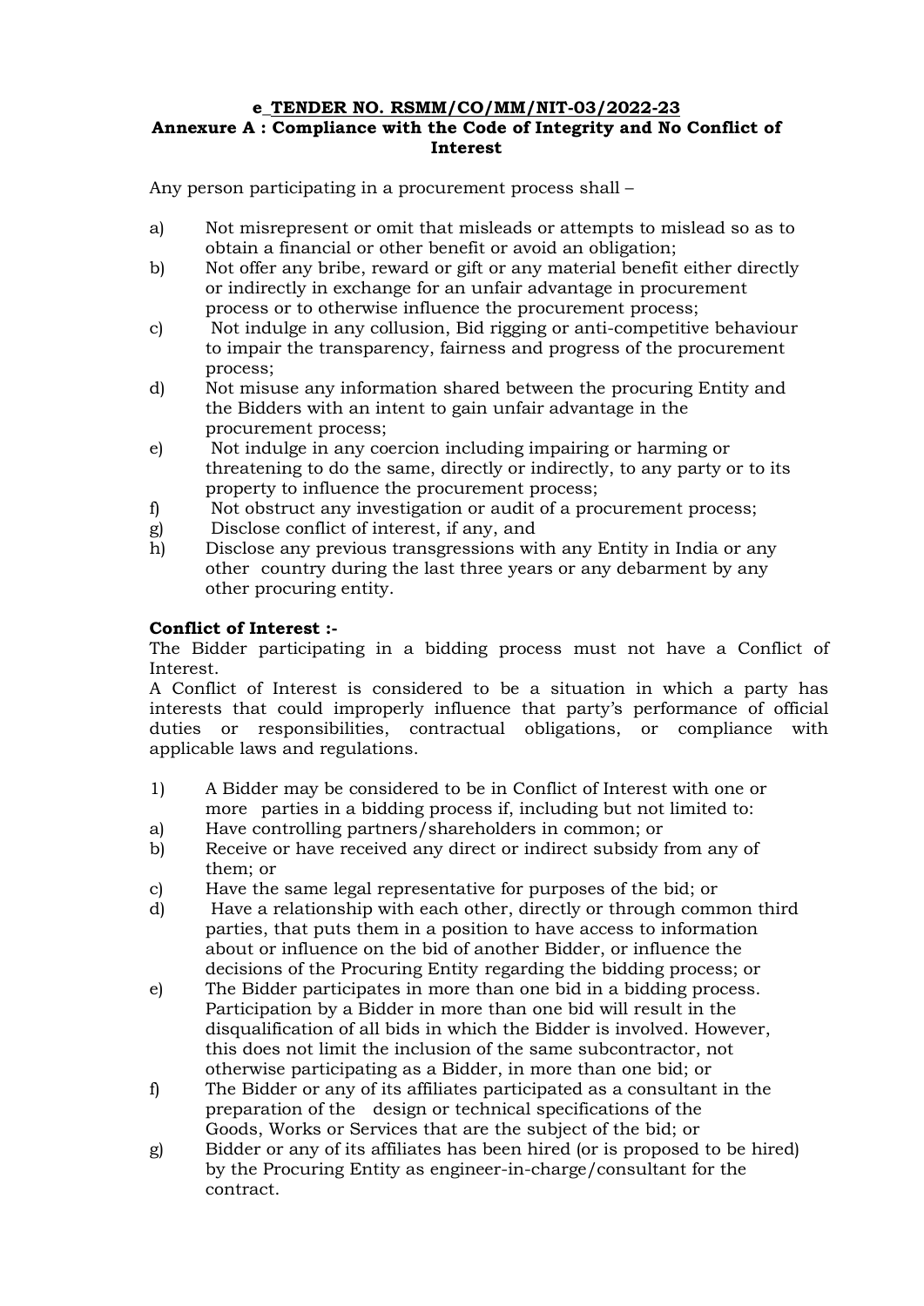**e_TENDER NO. RSMM/CO/MM/NIT-03/2022-23**

**Annexure A : Compliance with the Code of Integrity and No Conflict of Interest**

Any person participating in a procurement process shall –

a) Not misrepresent or omit that misleads or attempts to mislead so as to obtain a financial or other benefit or avoid an obligation;

b) Not offer any bribe, reward or gift or any material benefit either directly or indirectly in exchange for an unfair advantage in procurement process or to otherwise influence the procurement process;

c) Not indulge in any collusion, Bid rigging or anti-competitive behaviour to impair the transparency, fairness and progress of the procurement process;

d) Not misuse any information shared between the procuring Entity and the Bidders with an intent to gain unfair advantage in the procurement process;

e) Not indulge in any coercion including impairing or harming or threatening to do the same, directly or indirectly, to any party or to its property to influence the procurement process;

f) Not obstruct any investigation or audit of a procurement process;

g) Disclose conflict of interest, if any, and

h) Disclose any previous transgressions with any Entity in India or any other country during the last three years or any debarment by any other procuring entity.

**Conflict of Interest :-**

The Bidder participating in a bidding process must not have a Conflict of Interest.

A Conflict of Interest is considered to be a situation in which a party has interests that could improperly influence that party's performance of official duties or responsibilities, contractual obligations, or compliance with applicable laws and regulations.

1) A Bidder may be considered to be in Conflict of Interest with one or more parties in a bidding process if, including but not limited to:

a) Have controlling partners/shareholders in common; or

b) Receive or have received any direct or indirect subsidy from any of them; or

c) Have the same legal representative for purposes of the bid; or

d) Have a relationship with each other, directly or through common third parties, that puts them in a position to have access to information about or influence on the bid of another Bidder, or influence the decisions of the Procuring Entity regarding the bidding process; or

e) The Bidder participates in more than one bid in a bidding process. Participation by a Bidder in more than one bid will result in the disqualification of all bids in which the Bidder is involved. However, this does not limit the inclusion of the same subcontractor, not otherwise participating as a Bidder, in more than one bid; or

f) The Bidder or any of its affiliates participated as a consultant in the preparation of the design or technical specifications of the Goods, Works or Services that are the subject of the bid; or

g) Bidder or any of its affiliates has been hired (or is proposed to be hired) by the Procuring Entity as engineer-in-charge/consultant for the contract.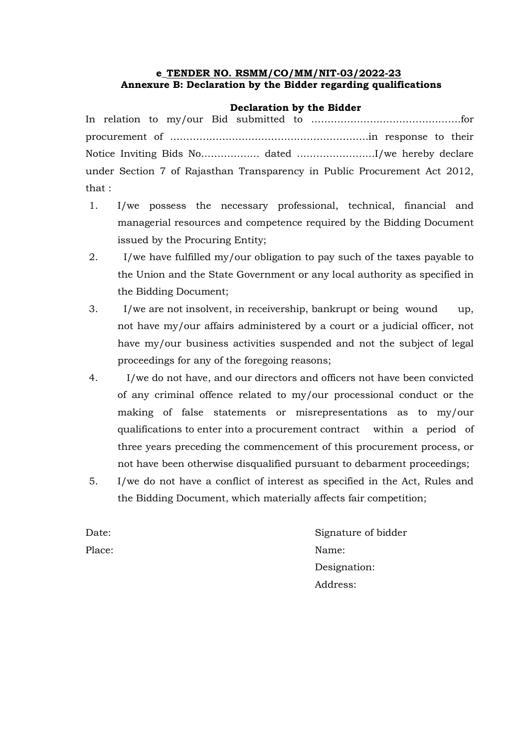**e_TENDER NO. RSMM/CO/MM/NIT-03/2022-23**
**Annexure B: Declaration by the Bidder regarding qualifications**

**Declaration by the Bidder**

In relation to my/our Bid submitted to ……………………………………….for procurement of ……………………………………………………in response to their Notice Inviting Bids No……………… dated ……………………I/we hereby declare under Section 7 of Rajasthan Transparency in Public Procurement Act 2012, that :

1. I/we possess the necessary professional, technical, financial and managerial resources and competence required by the Bidding Document issued by the Procuring Entity;
2. I/we have fulfilled my/our obligation to pay such of the taxes payable to the Union and the State Government or any local authority as specified in the Bidding Document;
3. I/we are not insolvent, in receivership, bankrupt or being wound up, not have my/our affairs administered by a court or a judicial officer, not have my/our business activities suspended and not the subject of legal proceedings for any of the foregoing reasons;
4. I/we do not have, and our directors and officers not have been convicted of any criminal offence related to my/our processional conduct or the making of false statements or misrepresentations as to my/our qualifications to enter into a procurement contract within a period of three years preceding the commencement of this procurement process, or not have been otherwise disqualified pursuant to debarment proceedings;
5. I/we do not have a conflict of interest as specified in the Act, Rules and the Bidding Document, which materially affects fair competition;

Date:
Place:

Signature of bidder
Name:
Designation:
Address: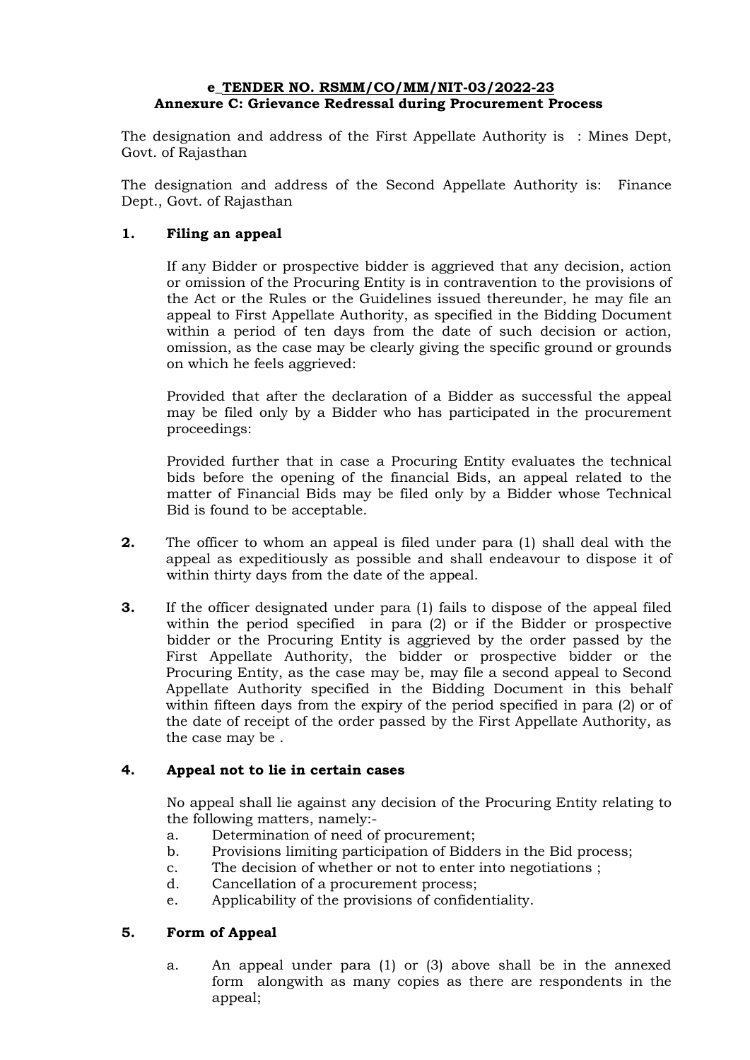**e_TENDER NO. RSMM/CO/MM/NIT-03/2022-23**
**Annexure C: Grievance Redressal during Procurement Process**

The designation and address of the First Appellate Authority is : Mines Dept, Govt. of Rajasthan

The designation and address of the Second Appellate Authority is: Finance Dept., Govt. of Rajasthan

**1. Filing an appeal**

If any Bidder or prospective bidder is aggrieved that any decision, action or omission of the Procuring Entity is in contravention to the provisions of the Act or the Rules or the Guidelines issued thereunder, he may file an appeal to First Appellate Authority, as specified in the Bidding Document within a period of ten days from the date of such decision or action, omission, as the case may be clearly giving the specific ground or grounds on which he feels aggrieved:

Provided that after the declaration of a Bidder as successful the appeal may be filed only by a Bidder who has participated in the procurement proceedings:

Provided further that in case a Procuring Entity evaluates the technical bids before the opening of the financial Bids, an appeal related to the matter of Financial Bids may be filed only by a Bidder whose Technical Bid is found to be acceptable.

**2.** The officer to whom an appeal is filed under para (1) shall deal with the appeal as expeditiously as possible and shall endeavour to dispose it of within thirty days from the date of the appeal.

**3.** If the officer designated under para (1) fails to dispose of the appeal filed within the period specified in para (2) or if the Bidder or prospective bidder or the Procuring Entity is aggrieved by the order passed by the First Appellate Authority, the bidder or prospective bidder or the Procuring Entity, as the case may be, may file a second appeal to Second Appellate Authority specified in the Bidding Document in this behalf within fifteen days from the expiry of the period specified in para (2) or of the date of receipt of the order passed by the First Appellate Authority, as the case may be .

**4. Appeal not to lie in certain cases**

No appeal shall lie against any decision of the Procuring Entity relating to the following matters, namely:-

a. Determination of need of procurement;
b. Provisions limiting participation of Bidders in the Bid process;
c. The decision of whether or not to enter into negotiations ;
d. Cancellation of a procurement process;
e. Applicability of the provisions of confidentiality.

**5. Form of Appeal**

a. An appeal under para (1) or (3) above shall be in the annexed form alongwith as many copies as there are respondents in the appeal;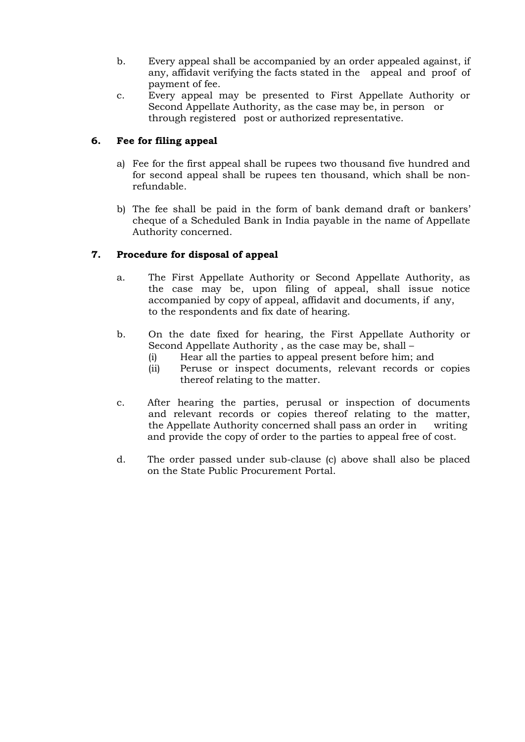b. Every appeal shall be accompanied by an order appealed against, if any, affidavit verifying the facts stated in the appeal and proof of payment of fee.

c. Every appeal may be presented to First Appellate Authority or Second Appellate Authority, as the case may be, in person or through registered post or authorized representative.

### 6. Fee for filing appeal

a) Fee for the first appeal shall be rupees two thousand five hundred and for second appeal shall be rupees ten thousand, which shall be non-refundable.

b) The fee shall be paid in the form of bank demand draft or bankers' cheque of a Scheduled Bank in India payable in the name of Appellate Authority concerned.

### 7. Procedure for disposal of appeal

a. The First Appellate Authority or Second Appellate Authority, as the case may be, upon filing of appeal, shall issue notice accompanied by copy of appeal, affidavit and documents, if any, to the respondents and fix date of hearing.

b. On the date fixed for hearing, the First Appellate Authority or Second Appellate Authority , as the case may be, shall –
   - (i) Hear all the parties to appeal present before him; and
   - (ii) Peruse or inspect documents, relevant records or copies thereof relating to the matter.

c. After hearing the parties, perusal or inspection of documents and relevant records or copies thereof relating to the matter, the Appellate Authority concerned shall pass an order in writing and provide the copy of order to the parties to appeal free of cost.

d. The order passed under sub-clause (c) above shall also be placed on the State Public Procurement Portal.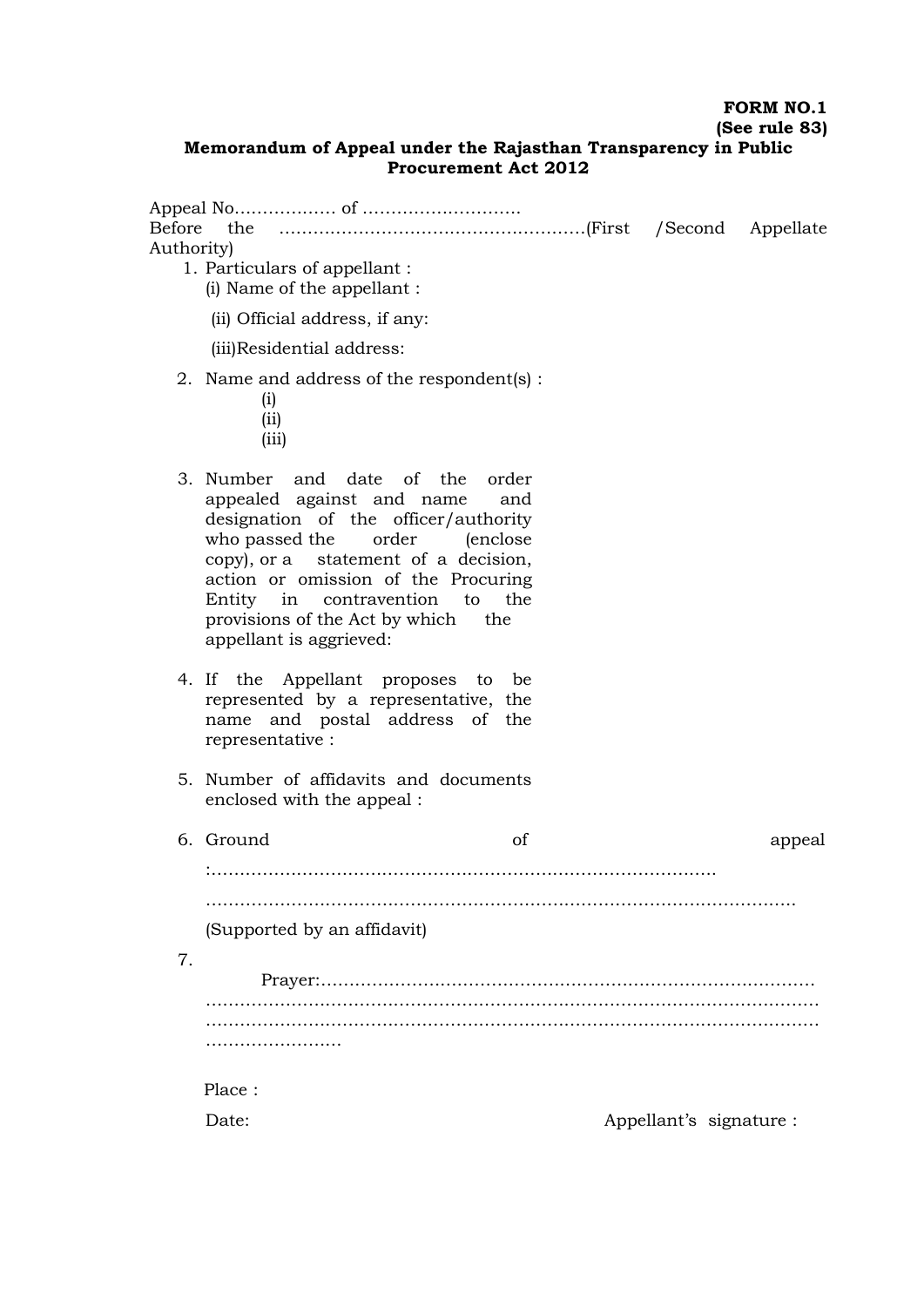**FORM NO.1**
**(See rule 83)**

**Memorandum of Appeal under the Rajasthan Transparency in Public Procurement Act 2012**

Appeal No……………… of ……………………….
Before the ……………………………………………….(First /Second Appellate Authority)

1. Particulars of appellant :
   (i) Name of the appellant :

   (ii) Official address, if any:

   (iii)Residential address:

2. Name and address of the respondent(s) :
   (i)
   (ii)
   (iii)

3. Number and date of the order appealed against and name and designation of the officer/authority who passed the order (enclose copy), or a statement of a decision, action or omission of the Procuring Entity in contravention to the provisions of the Act by which the appellant is aggrieved:

4. If the Appellant proposes to be represented by a representative, the name and postal address of the representative :

5. Number of affidavits and documents enclosed with the appeal :

6. Ground of appeal :…………………………………………………………………………

   ……………………………………………………………………………………………

   (Supported by an affidavit)

7. Prayer:…………………………………………………………………………………
   ……………………………………………………………………………………………
   ……………………………………………………………………………………………
   ……………………

Place :

Date: Appellant's signature :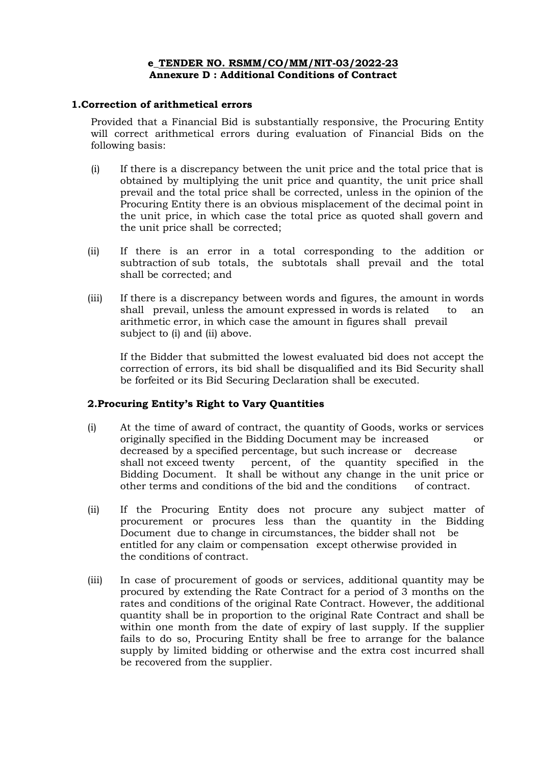**e_TENDER NO. RSMM/CO/MM/NIT-03/2022-23**
**Annexure D : Additional Conditions of Contract**

## 1.Correction of arithmetical errors

Provided that a Financial Bid is substantially responsive, the Procuring Entity will correct arithmetical errors during evaluation of Financial Bids on the following basis:

(i) If there is a discrepancy between the unit price and the total price that is obtained by multiplying the unit price and quantity, the unit price shall prevail and the total price shall be corrected, unless in the opinion of the Procuring Entity there is an obvious misplacement of the decimal point in the unit price, in which case the total price as quoted shall govern and the unit price shall be corrected;

(ii) If there is an error in a total corresponding to the addition or subtraction of sub totals, the subtotals shall prevail and the total shall be corrected; and

(iii) If there is a discrepancy between words and figures, the amount in words shall prevail, unless the amount expressed in words is related to an arithmetic error, in which case the amount in figures shall prevail subject to (i) and (ii) above.

If the Bidder that submitted the lowest evaluated bid does not accept the correction of errors, its bid shall be disqualified and its Bid Security shall be forfeited or its Bid Securing Declaration shall be executed.

## 2.Procuring Entity's Right to Vary Quantities

(i) At the time of award of contract, the quantity of Goods, works or services originally specified in the Bidding Document may be increased or decreased by a specified percentage, but such increase or decrease shall not exceed twenty percent, of the quantity specified in the Bidding Document. It shall be without any change in the unit price or other terms and conditions of the bid and the conditions of contract.

(ii) If the Procuring Entity does not procure any subject matter of procurement or procures less than the quantity in the Bidding Document due to change in circumstances, the bidder shall not be entitled for any claim or compensation except otherwise provided in the conditions of contract.

(iii) In case of procurement of goods or services, additional quantity may be procured by extending the Rate Contract for a period of 3 months on the rates and conditions of the original Rate Contract. However, the additional quantity shall be in proportion to the original Rate Contract and shall be within one month from the date of expiry of last supply. If the supplier fails to do so, Procuring Entity shall be free to arrange for the balance supply by limited bidding or otherwise and the extra cost incurred shall be recovered from the supplier.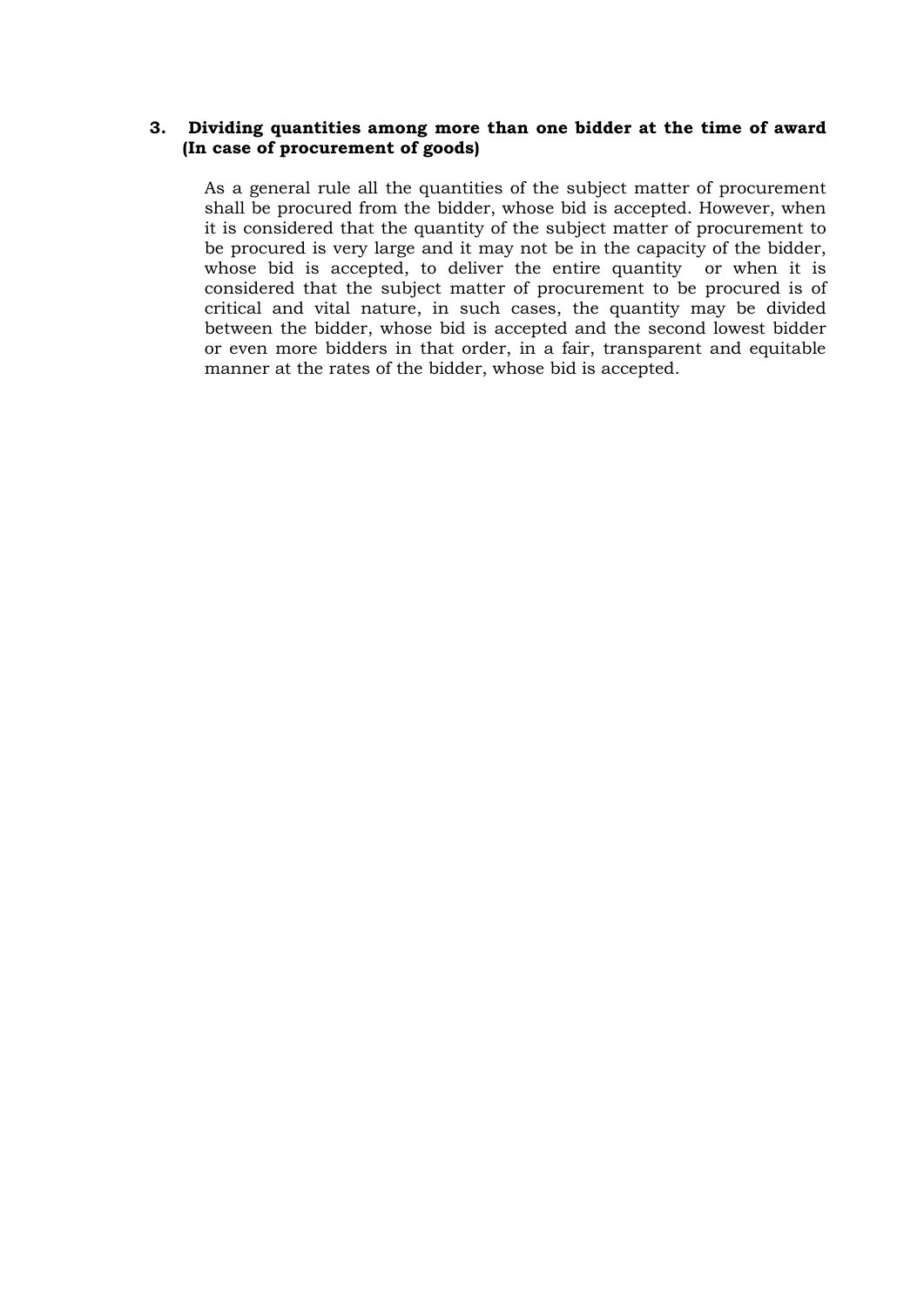### 3. Dividing quantities among more than one bidder at the time of award (In case of procurement of goods)

As a general rule all the quantities of the subject matter of procurement shall be procured from the bidder, whose bid is accepted. However, when it is considered that the quantity of the subject matter of procurement to be procured is very large and it may not be in the capacity of the bidder, whose bid is accepted, to deliver the entire quantity or when it is considered that the subject matter of procurement to be procured is of critical and vital nature, in such cases, the quantity may be divided between the bidder, whose bid is accepted and the second lowest bidder or even more bidders in that order, in a fair, transparent and equitable manner at the rates of the bidder, whose bid is accepted.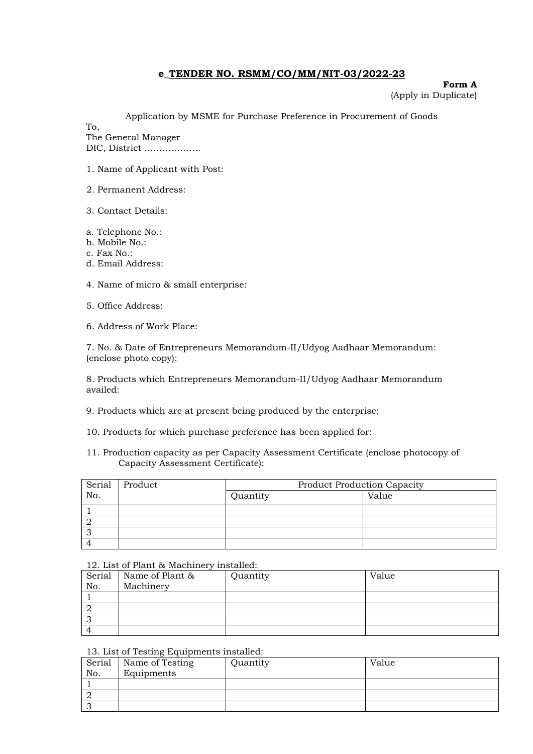**e_TENDER NO. RSMM/CO/MM/NIT-03/2022-23**

**Form A**
(Apply in Duplicate)

Application by MSME for Purchase Preference in Procurement of Goods

To,
The General Manager
DIC, District ……………….

1. Name of Applicant with Post:

2. Permanent Address:

3. Contact Details:

a. Telephone No.:
b. Mobile No.:
c. Fax No.:
d. Email Address:

4. Name of micro & small enterprise:

5. Office Address:

6. Address of Work Place:

7. No. & Date of Entrepreneurs Memorandum-II/Udyog Aadhaar Memorandum: (enclose photo copy):

8. Products which Entrepreneurs Memorandum-II/Udyog Aadhaar Memorandum availed:

9. Products which are at present being produced by the enterprise:

10. Products for which purchase preference has been applied for:

11. Production capacity as per Capacity Assessment Certificate (enclose photocopy of Capacity Assessment Certificate):

| Serial No. | Product | Product Production Capacity | |
|---|---|---|---|
| | | Quantity | Value |
| 1 | | | |
| 2 | | | |
| 3 | | | |
| 4 | | | |

12. List of Plant & Machinery installed:

| Serial No. | Name of Plant & Machinery | Quantity | Value |
|---|---|---|---|
| 1 | | | |
| 2 | | | |
| 3 | | | |
| 4 | | | |

13. List of Testing Equipments installed:

| Serial No. | Name of Testing Equipments | Quantity | Value |
|---|---|---|---|
| 1 | | | |
| 2 | | | |
| 3 | | | |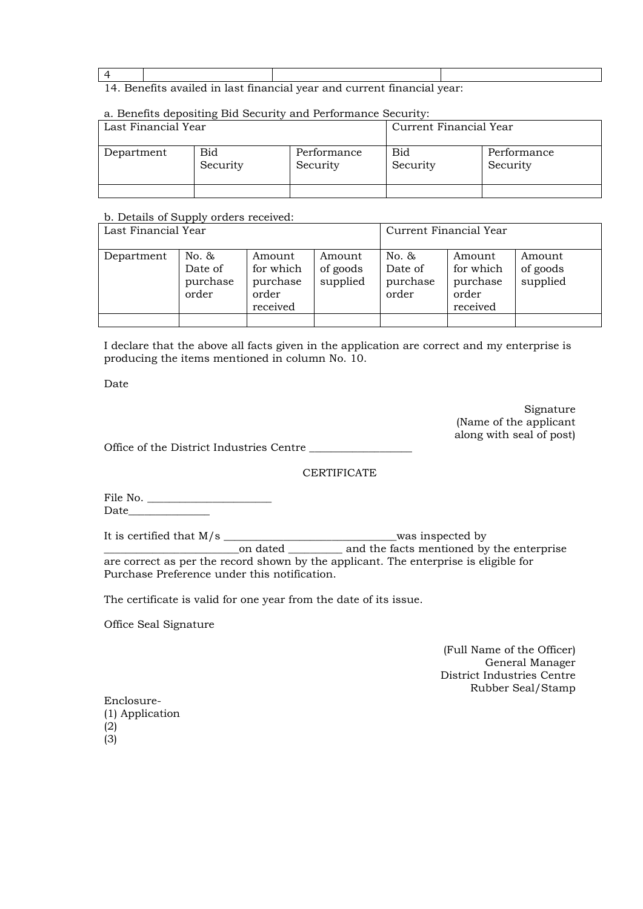| 4 | | | |
|---|---|---|---|

14. Benefits availed in last financial year and current financial year:

a. Benefits depositing Bid Security and Performance Security:

| Last Financial Year | | | Current Financial Year | |
|---|---|---|---|---|
| Department | Bid Security | Performance Security | Bid Security | Performance Security |
| | | | | |

b. Details of Supply orders received:

| Last Financial Year | | | | Current Financial Year | | |
|---|---|---|---|---|---|---|
| Department | No. & Date of purchase order | Amount for which purchase order received | Amount of goods supplied | No. & Date of purchase order | Amount for which purchase order received | Amount of goods supplied |
| | | | | | | |

I declare that the above all facts given in the application are correct and my enterprise is producing the items mentioned in column No. 10.

Date

Signature
(Name of the applicant along with seal of post)

Office of the District Industries Centre ___________________

CERTIFICATE

File No. _______________________
Date_______________

It is certified that M/s _______________________________was inspected by _________________________on dated __________ and the facts mentioned by the enterprise are correct as per the record shown by the applicant. The enterprise is eligible for Purchase Preference under this notification.

The certificate is valid for one year from the date of its issue.

Office Seal Signature

(Full Name of the Officer)
General Manager
District Industries Centre
Rubber Seal/Stamp

Enclosure-
(1) Application
(2)
(3)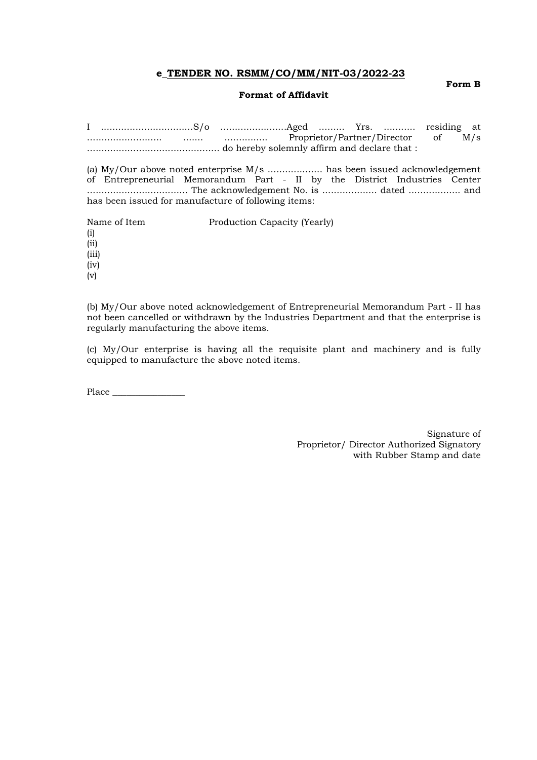**e_TENDER NO. RSMM/CO/MM/NIT-03/2022-23**

**Form B**

**Format of Affidavit**

I ................................S/o .......................Aged ......... Yrs. ........... residing at .......................... ....... ............... Proprietor/Partner/Director of M/s ............................................. do hereby solemnly affirm and declare that :

(a) My/Our above noted enterprise M/s ................... has been issued acknowledgement of Entrepreneurial Memorandum Part - II by the District Industries Center ................................... The acknowledgement No. is ................... dated .................. and has been issued for manufacture of following items:

Name of Item Production Capacity (Yearly)

(i)
(ii)
(iii)
(iv)
(v)

(b) My/Our above noted acknowledgement of Entrepreneurial Memorandum Part - II has not been cancelled or withdrawn by the Industries Department and that the enterprise is regularly manufacturing the above items.

(c) My/Our enterprise is having all the requisite plant and machinery and is fully equipped to manufacture the above noted items.

Place ________________

Signature of
Proprietor/ Director Authorized Signatory
with Rubber Stamp and date